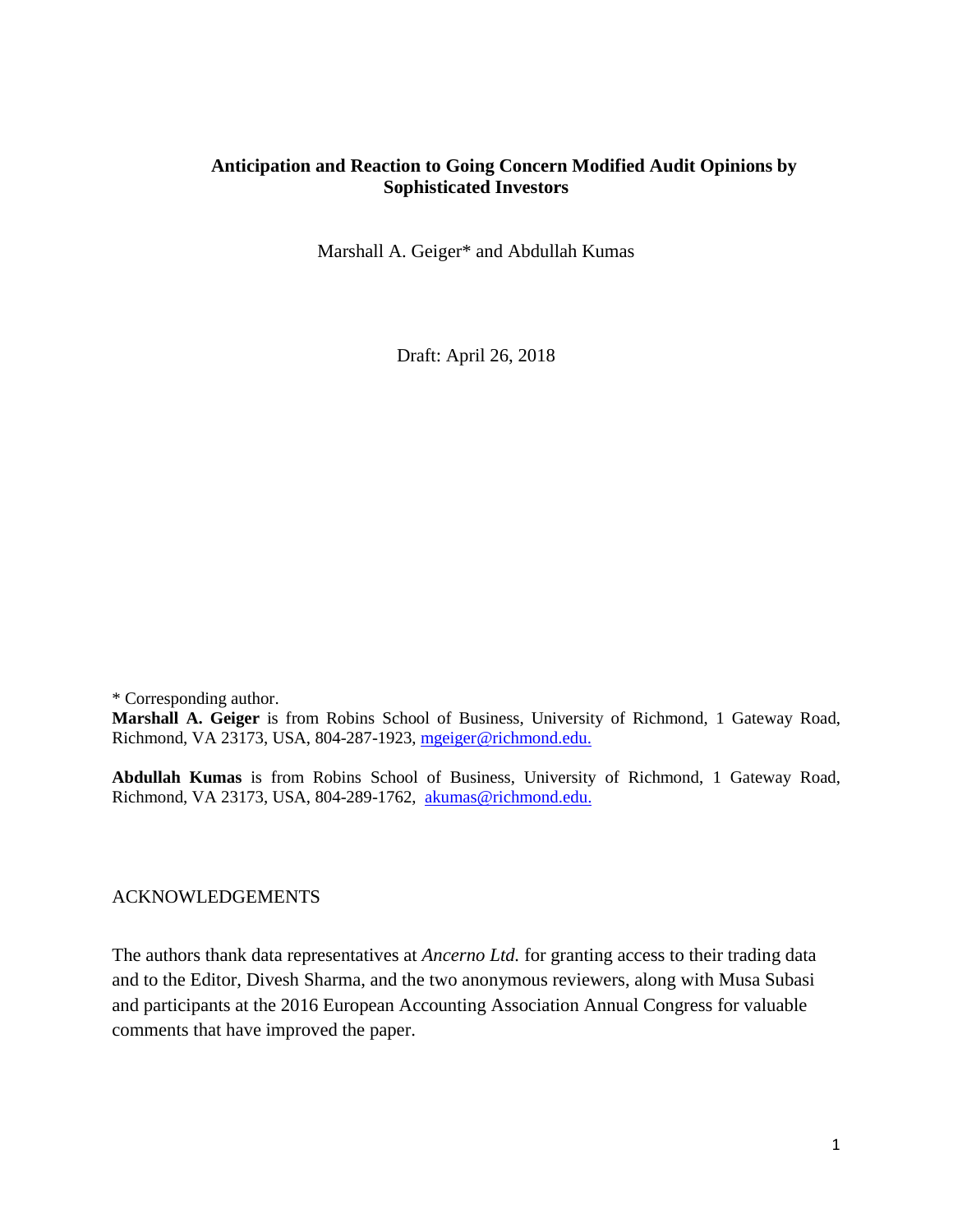# Anticipation and Reaction to Going Concern Modified Audit Opinions by Sophisticated Investors

Marshall A. Geiger* and Abdullah Kumas

Draft: April 26, 2018

\* Corresponding author.

**Marshall A. Geiger** is from Robins School of Business, University of Richmond, 1 Gateway Road, Richmond, VA 23173, USA, 804-287-1923, mgeiger@richmond.edu.

**Abdullah Kumas** is from Robins School of Business, University of Richmond, 1 Gateway Road, Richmond, VA 23173, USA, 804-289-1762, akumas@richmond.edu.

ACKNOWLEDGEMENTS

The authors thank data representatives at *Ancerno Ltd.* for granting access to their trading data and to the Editor, Divesh Sharma, and the two anonymous reviewers, along with Musa Subasi and participants at the 2016 European Accounting Association Annual Congress for valuable comments that have improved the paper.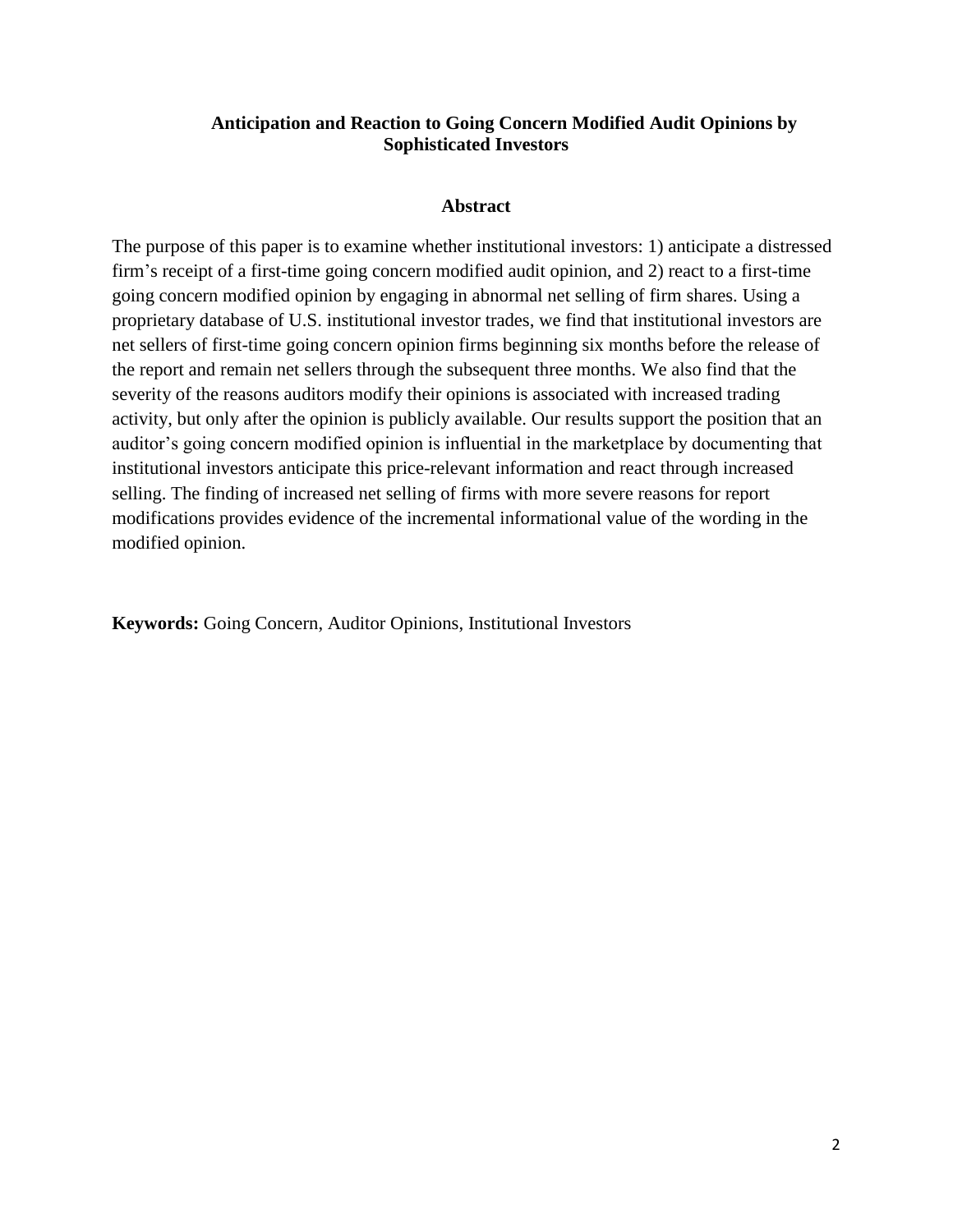**Anticipation and Reaction to Going Concern Modified Audit Opinions by Sophisticated Investors**

**Abstract**

The purpose of this paper is to examine whether institutional investors: 1) anticipate a distressed firm's receipt of a first-time going concern modified audit opinion, and 2) react to a first-time going concern modified opinion by engaging in abnormal net selling of firm shares. Using a proprietary database of U.S. institutional investor trades, we find that institutional investors are net sellers of first-time going concern opinion firms beginning six months before the release of the report and remain net sellers through the subsequent three months. We also find that the severity of the reasons auditors modify their opinions is associated with increased trading activity, but only after the opinion is publicly available. Our results support the position that an auditor's going concern modified opinion is influential in the marketplace by documenting that institutional investors anticipate this price-relevant information and react through increased selling. The finding of increased net selling of firms with more severe reasons for report modifications provides evidence of the incremental informational value of the wording in the modified opinion.

**Keywords:** Going Concern, Auditor Opinions, Institutional Investors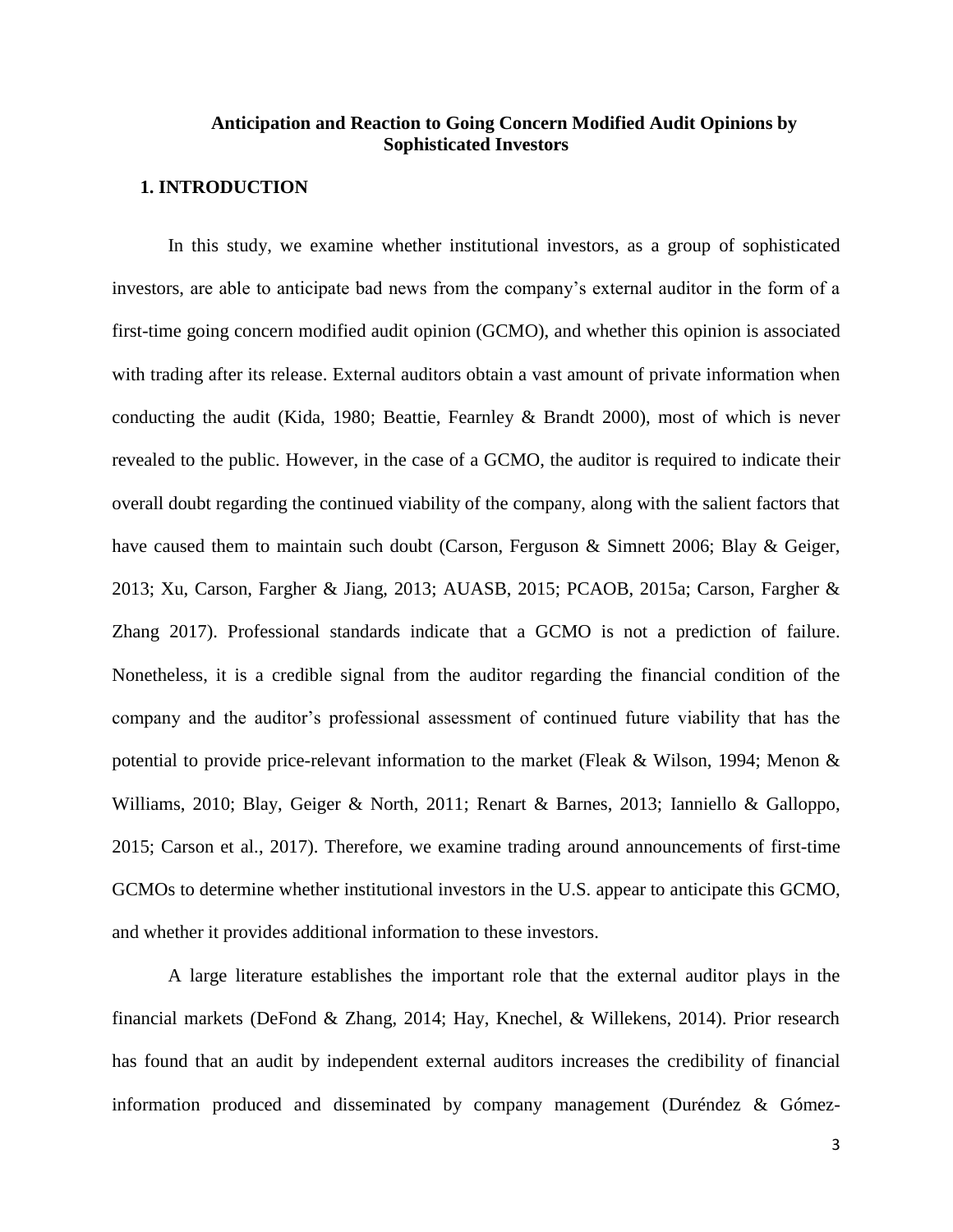**Anticipation and Reaction to Going Concern Modified Audit Opinions by Sophisticated Investors**

## 1. INTRODUCTION

In this study, we examine whether institutional investors, as a group of sophisticated investors, are able to anticipate bad news from the company's external auditor in the form of a first-time going concern modified audit opinion (GCMO), and whether this opinion is associated with trading after its release. External auditors obtain a vast amount of private information when conducting the audit (Kida, 1980; Beattie, Fearnley & Brandt 2000), most of which is never revealed to the public. However, in the case of a GCMO, the auditor is required to indicate their overall doubt regarding the continued viability of the company, along with the salient factors that have caused them to maintain such doubt (Carson, Ferguson & Simnett 2006; Blay & Geiger, 2013; Xu, Carson, Fargher & Jiang, 2013; AUASB, 2015; PCAOB, 2015a; Carson, Fargher & Zhang 2017). Professional standards indicate that a GCMO is not a prediction of failure. Nonetheless, it is a credible signal from the auditor regarding the financial condition of the company and the auditor's professional assessment of continued future viability that has the potential to provide price-relevant information to the market (Fleak & Wilson, 1994; Menon & Williams, 2010; Blay, Geiger & North, 2011; Renart & Barnes, 2013; Ianniello & Galloppo, 2015; Carson et al., 2017). Therefore, we examine trading around announcements of first-time GCMOs to determine whether institutional investors in the U.S. appear to anticipate this GCMO, and whether it provides additional information to these investors.

A large literature establishes the important role that the external auditor plays in the financial markets (DeFond & Zhang, 2014; Hay, Knechel, & Willekens, 2014). Prior research has found that an audit by independent external auditors increases the credibility of financial information produced and disseminated by company management (Duréndez & Gómez-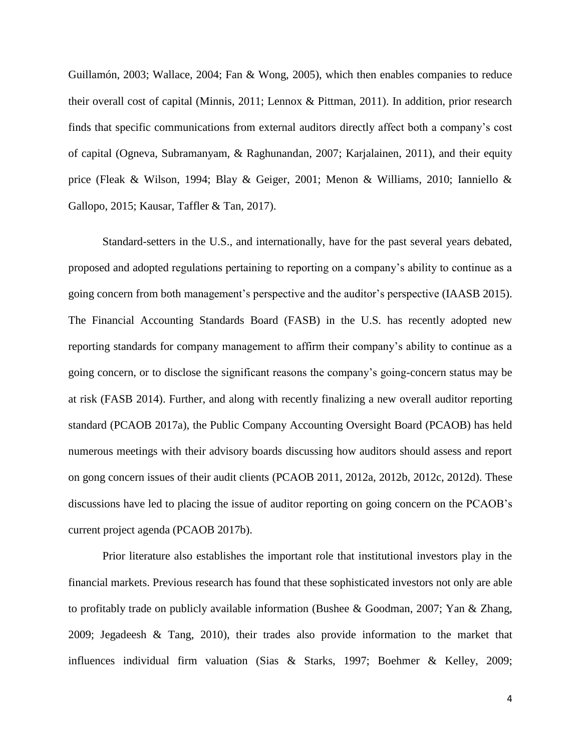Guillamón, 2003; Wallace, 2004; Fan & Wong, 2005), which then enables companies to reduce their overall cost of capital (Minnis, 2011; Lennox & Pittman, 2011). In addition, prior research finds that specific communications from external auditors directly affect both a company's cost of capital (Ogneva, Subramanyam, & Raghunandan, 2007; Karjalainen, 2011), and their equity price (Fleak & Wilson, 1994; Blay & Geiger, 2001; Menon & Williams, 2010; Ianniello & Gallopo, 2015; Kausar, Taffler & Tan, 2017).

Standard-setters in the U.S., and internationally, have for the past several years debated, proposed and adopted regulations pertaining to reporting on a company's ability to continue as a going concern from both management's perspective and the auditor's perspective (IAASB 2015). The Financial Accounting Standards Board (FASB) in the U.S. has recently adopted new reporting standards for company management to affirm their company's ability to continue as a going concern, or to disclose the significant reasons the company's going-concern status may be at risk (FASB 2014). Further, and along with recently finalizing a new overall auditor reporting standard (PCAOB 2017a), the Public Company Accounting Oversight Board (PCAOB) has held numerous meetings with their advisory boards discussing how auditors should assess and report on gong concern issues of their audit clients (PCAOB 2011, 2012a, 2012b, 2012c, 2012d). These discussions have led to placing the issue of auditor reporting on going concern on the PCAOB's current project agenda (PCAOB 2017b).

Prior literature also establishes the important role that institutional investors play in the financial markets. Previous research has found that these sophisticated investors not only are able to profitably trade on publicly available information (Bushee & Goodman, 2007; Yan & Zhang, 2009; Jegadeesh & Tang, 2010), their trades also provide information to the market that influences individual firm valuation (Sias & Starks, 1997; Boehmer & Kelley, 2009;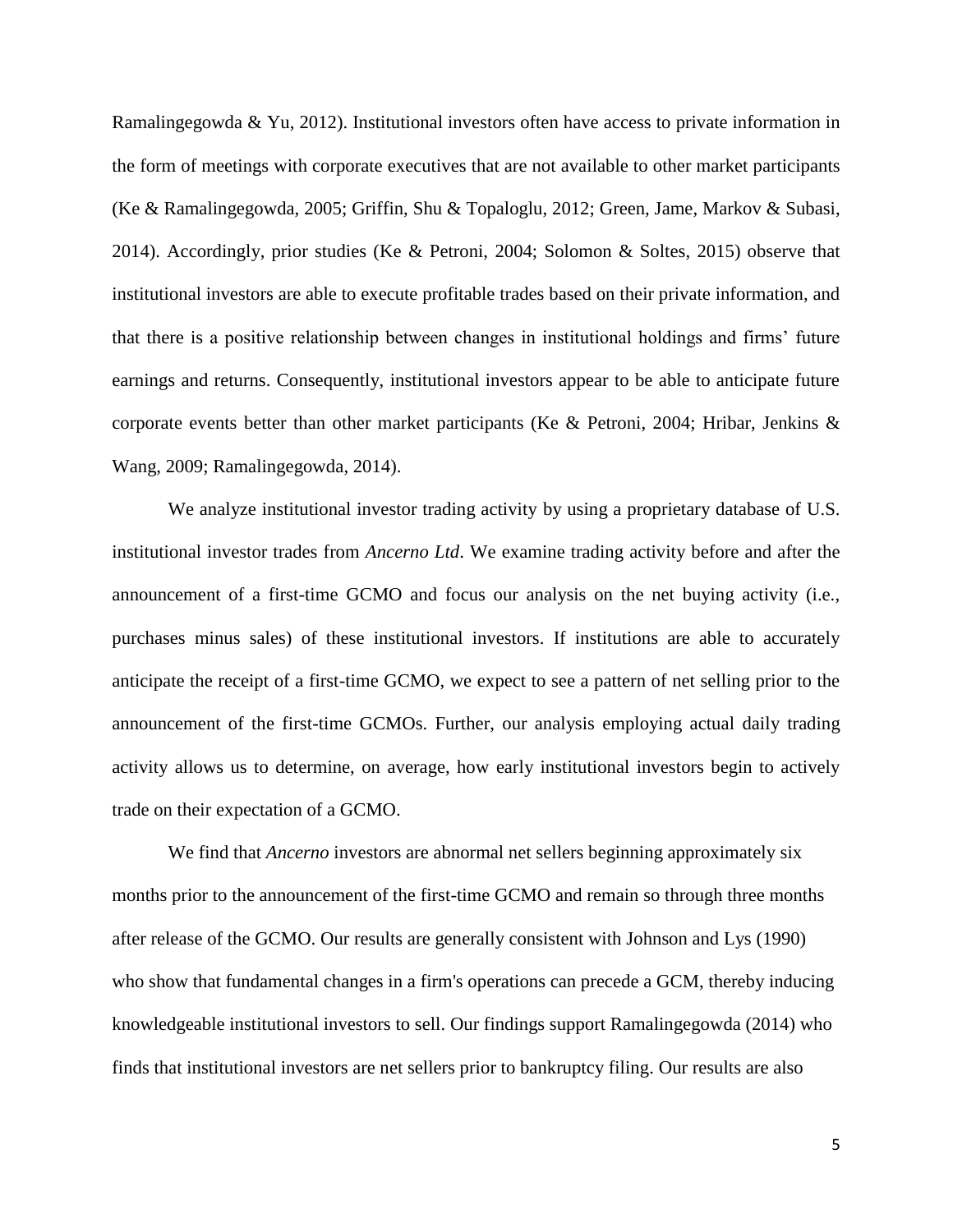Ramalingegowda & Yu, 2012). Institutional investors often have access to private information in the form of meetings with corporate executives that are not available to other market participants (Ke & Ramalingegowda, 2005; Griffin, Shu & Topaloglu, 2012; Green, Jame, Markov & Subasi, 2014). Accordingly, prior studies (Ke & Petroni, 2004; Solomon & Soltes, 2015) observe that institutional investors are able to execute profitable trades based on their private information, and that there is a positive relationship between changes in institutional holdings and firms' future earnings and returns. Consequently, institutional investors appear to be able to anticipate future corporate events better than other market participants (Ke & Petroni, 2004; Hribar, Jenkins & Wang, 2009; Ramalingegowda, 2014).

We analyze institutional investor trading activity by using a proprietary database of U.S. institutional investor trades from *Ancerno Ltd*. We examine trading activity before and after the announcement of a first-time GCMO and focus our analysis on the net buying activity (i.e., purchases minus sales) of these institutional investors. If institutions are able to accurately anticipate the receipt of a first-time GCMO, we expect to see a pattern of net selling prior to the announcement of the first-time GCMOs. Further, our analysis employing actual daily trading activity allows us to determine, on average, how early institutional investors begin to actively trade on their expectation of a GCMO.

We find that *Ancerno* investors are abnormal net sellers beginning approximately six months prior to the announcement of the first-time GCMO and remain so through three months after release of the GCMO. Our results are generally consistent with Johnson and Lys (1990) who show that fundamental changes in a firm's operations can precede a GCM, thereby inducing knowledgeable institutional investors to sell. Our findings support Ramalingegowda (2014) who finds that institutional investors are net sellers prior to bankruptcy filing. Our results are also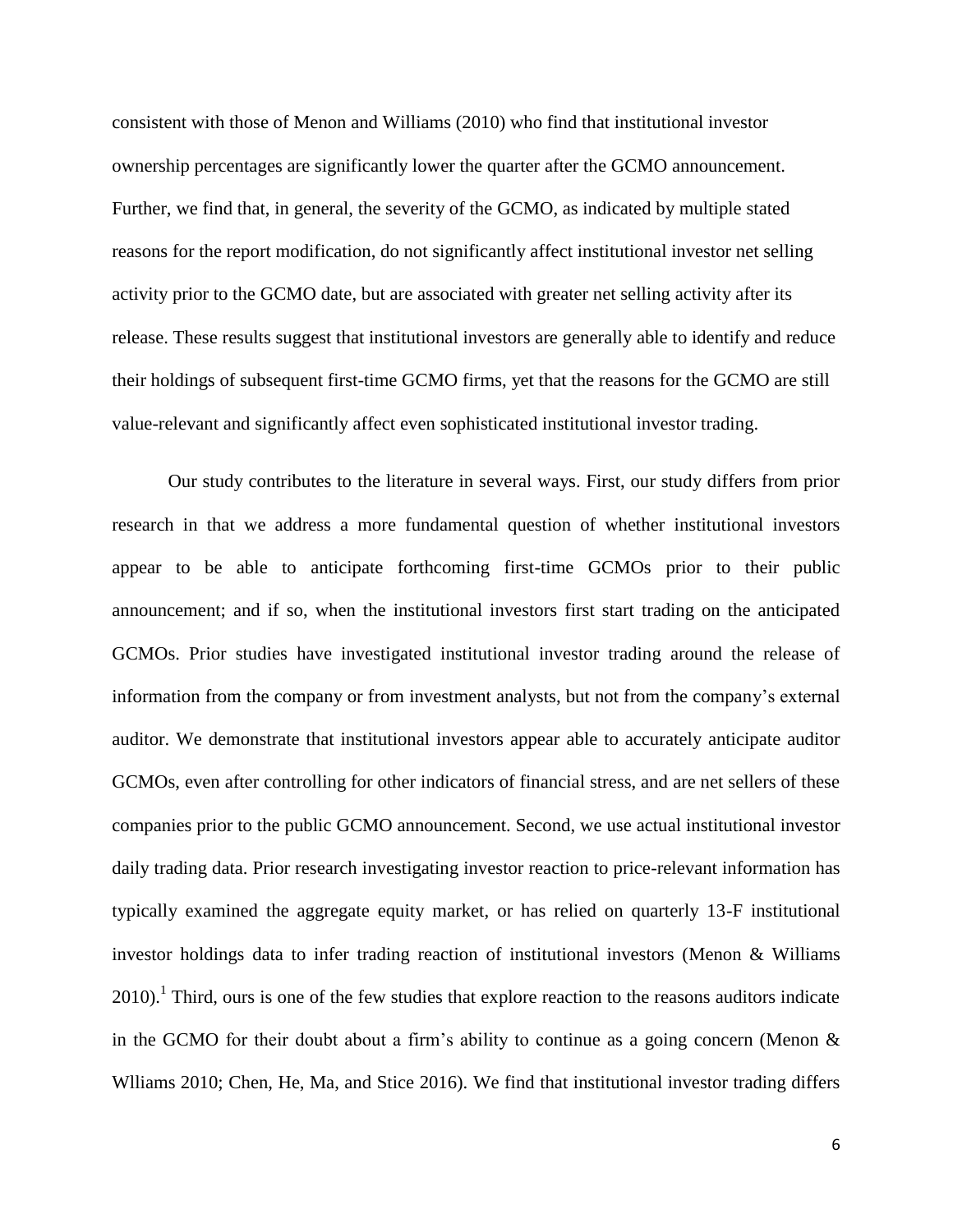consistent with those of Menon and Williams (2010) who find that institutional investor ownership percentages are significantly lower the quarter after the GCMO announcement. Further, we find that, in general, the severity of the GCMO, as indicated by multiple stated reasons for the report modification, do not significantly affect institutional investor net selling activity prior to the GCMO date, but are associated with greater net selling activity after its release. These results suggest that institutional investors are generally able to identify and reduce their holdings of subsequent first-time GCMO firms, yet that the reasons for the GCMO are still value-relevant and significantly affect even sophisticated institutional investor trading.

Our study contributes to the literature in several ways. First, our study differs from prior research in that we address a more fundamental question of whether institutional investors appear to be able to anticipate forthcoming first-time GCMOs prior to their public announcement; and if so, when the institutional investors first start trading on the anticipated GCMOs. Prior studies have investigated institutional investor trading around the release of information from the company or from investment analysts, but not from the company's external auditor. We demonstrate that institutional investors appear able to accurately anticipate auditor GCMOs, even after controlling for other indicators of financial stress, and are net sellers of these companies prior to the public GCMO announcement. Second, we use actual institutional investor daily trading data. Prior research investigating investor reaction to price-relevant information has typically examined the aggregate equity market, or has relied on quarterly 13-F institutional investor holdings data to infer trading reaction of institutional investors (Menon & Williams 2010).[1] Third, ours is one of the few studies that explore reaction to the reasons auditors indicate in the GCMO for their doubt about a firm's ability to continue as a going concern (Menon & Wlliams 2010; Chen, He, Ma, and Stice 2016). We find that institutional investor trading differs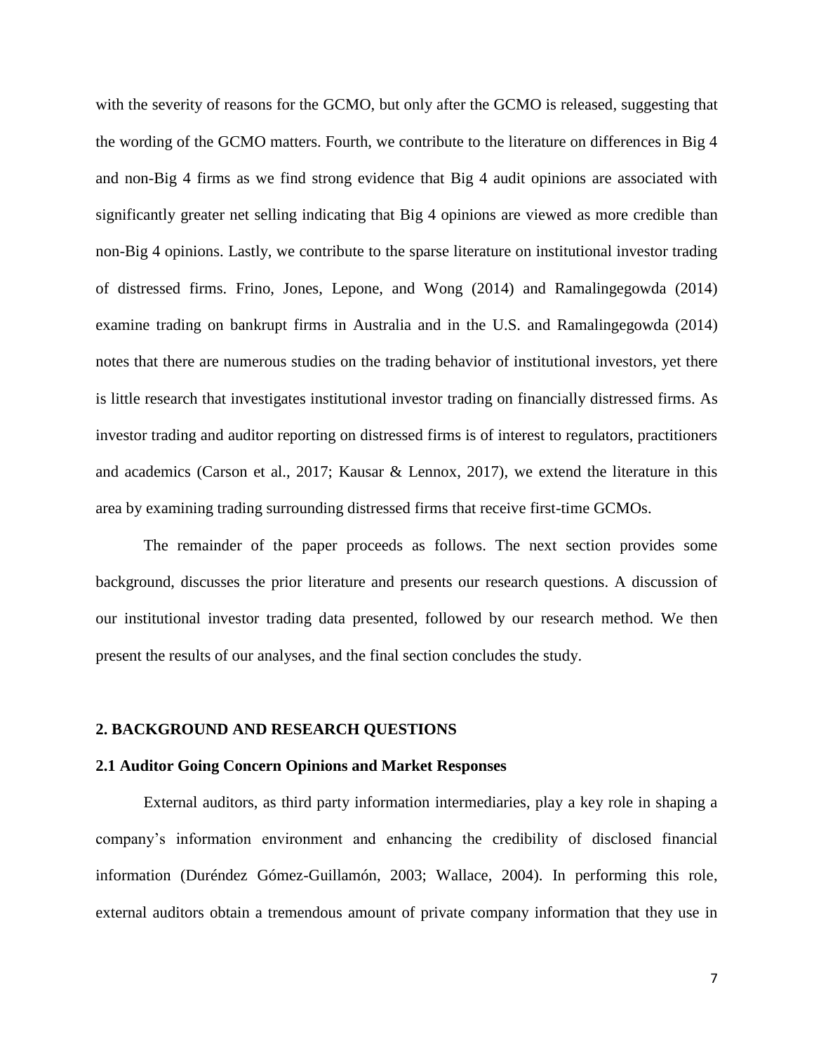with the severity of reasons for the GCMO, but only after the GCMO is released, suggesting that the wording of the GCMO matters. Fourth, we contribute to the literature on differences in Big 4 and non-Big 4 firms as we find strong evidence that Big 4 audit opinions are associated with significantly greater net selling indicating that Big 4 opinions are viewed as more credible than non-Big 4 opinions. Lastly, we contribute to the sparse literature on institutional investor trading of distressed firms. Frino, Jones, Lepone, and Wong (2014) and Ramalingegowda (2014) examine trading on bankrupt firms in Australia and in the U.S. and Ramalingegowda (2014) notes that there are numerous studies on the trading behavior of institutional investors, yet there is little research that investigates institutional investor trading on financially distressed firms. As investor trading and auditor reporting on distressed firms is of interest to regulators, practitioners and academics (Carson et al., 2017; Kausar & Lennox, 2017), we extend the literature in this area by examining trading surrounding distressed firms that receive first-time GCMOs.

The remainder of the paper proceeds as follows. The next section provides some background, discusses the prior literature and presents our research questions. A discussion of our institutional investor trading data presented, followed by our research method. We then present the results of our analyses, and the final section concludes the study.

## 2. BACKGROUND AND RESEARCH QUESTIONS

### 2.1 Auditor Going Concern Opinions and Market Responses

External auditors, as third party information intermediaries, play a key role in shaping a company's information environment and enhancing the credibility of disclosed financial information (Duréndez Gómez-Guillamón, 2003; Wallace, 2004). In performing this role, external auditors obtain a tremendous amount of private company information that they use in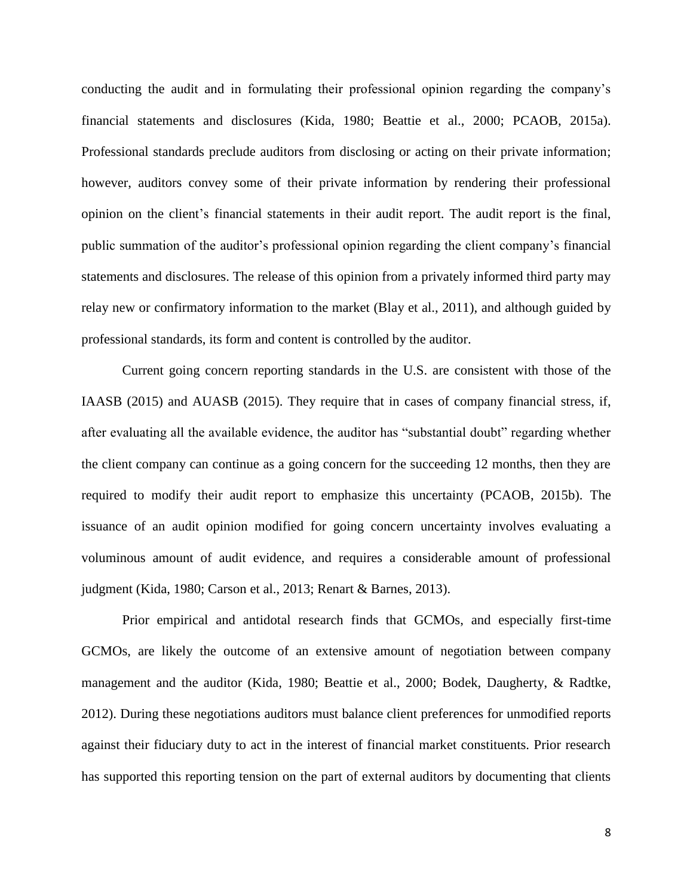conducting the audit and in formulating their professional opinion regarding the company's financial statements and disclosures (Kida, 1980; Beattie et al., 2000; PCAOB, 2015a). Professional standards preclude auditors from disclosing or acting on their private information; however, auditors convey some of their private information by rendering their professional opinion on the client's financial statements in their audit report. The audit report is the final, public summation of the auditor's professional opinion regarding the client company's financial statements and disclosures. The release of this opinion from a privately informed third party may relay new or confirmatory information to the market (Blay et al., 2011), and although guided by professional standards, its form and content is controlled by the auditor.

Current going concern reporting standards in the U.S. are consistent with those of the IAASB (2015) and AUASB (2015). They require that in cases of company financial stress, if, after evaluating all the available evidence, the auditor has "substantial doubt" regarding whether the client company can continue as a going concern for the succeeding 12 months, then they are required to modify their audit report to emphasize this uncertainty (PCAOB, 2015b). The issuance of an audit opinion modified for going concern uncertainty involves evaluating a voluminous amount of audit evidence, and requires a considerable amount of professional judgment (Kida, 1980; Carson et al., 2013; Renart & Barnes, 2013).

Prior empirical and antidotal research finds that GCMOs, and especially first-time GCMOs, are likely the outcome of an extensive amount of negotiation between company management and the auditor (Kida, 1980; Beattie et al., 2000; Bodek, Daugherty, & Radtke, 2012). During these negotiations auditors must balance client preferences for unmodified reports against their fiduciary duty to act in the interest of financial market constituents. Prior research has supported this reporting tension on the part of external auditors by documenting that clients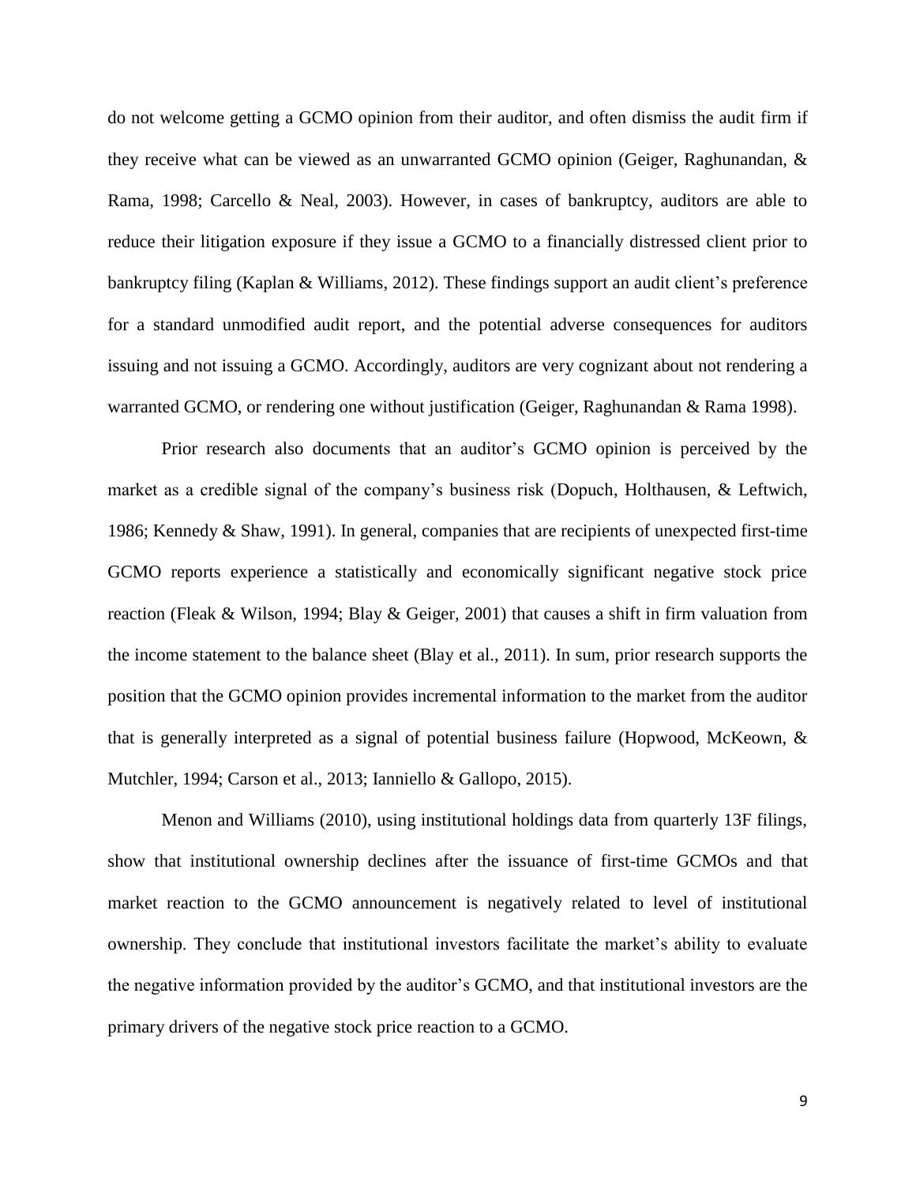do not welcome getting a GCMO opinion from their auditor, and often dismiss the audit firm if they receive what can be viewed as an unwarranted GCMO opinion (Geiger, Raghunandan, & Rama, 1998; Carcello & Neal, 2003). However, in cases of bankruptcy, auditors are able to reduce their litigation exposure if they issue a GCMO to a financially distressed client prior to bankruptcy filing (Kaplan & Williams, 2012). These findings support an audit client's preference for a standard unmodified audit report, and the potential adverse consequences for auditors issuing and not issuing a GCMO. Accordingly, auditors are very cognizant about not rendering a warranted GCMO, or rendering one without justification (Geiger, Raghunandan & Rama 1998).

Prior research also documents that an auditor's GCMO opinion is perceived by the market as a credible signal of the company's business risk (Dopuch, Holthausen, & Leftwich, 1986; Kennedy & Shaw, 1991). In general, companies that are recipients of unexpected first-time GCMO reports experience a statistically and economically significant negative stock price reaction (Fleak & Wilson, 1994; Blay & Geiger, 2001) that causes a shift in firm valuation from the income statement to the balance sheet (Blay et al., 2011). In sum, prior research supports the position that the GCMO opinion provides incremental information to the market from the auditor that is generally interpreted as a signal of potential business failure (Hopwood, McKeown, & Mutchler, 1994; Carson et al., 2013; Ianniello & Gallopo, 2015).

Menon and Williams (2010), using institutional holdings data from quarterly 13F filings, show that institutional ownership declines after the issuance of first-time GCMOs and that market reaction to the GCMO announcement is negatively related to level of institutional ownership. They conclude that institutional investors facilitate the market's ability to evaluate the negative information provided by the auditor's GCMO, and that institutional investors are the primary drivers of the negative stock price reaction to a GCMO.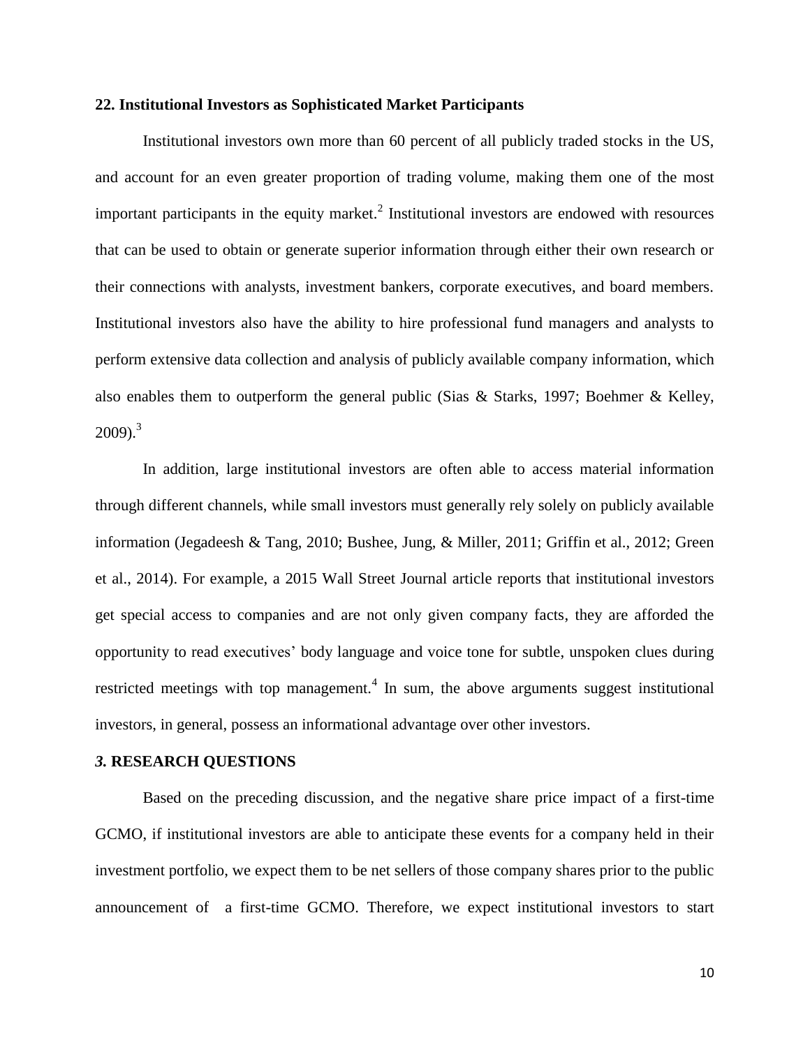### 22. Institutional Investors as Sophisticated Market Participants

Institutional investors own more than 60 percent of all publicly traded stocks in the US, and account for an even greater proportion of trading volume, making them one of the most important participants in the equity market.[2] Institutional investors are endowed with resources that can be used to obtain or generate superior information through either their own research or their connections with analysts, investment bankers, corporate executives, and board members. Institutional investors also have the ability to hire professional fund managers and analysts to perform extensive data collection and analysis of publicly available company information, which also enables them to outperform the general public (Sias & Starks, 1997; Boehmer & Kelley, 2009).[3]

In addition, large institutional investors are often able to access material information through different channels, while small investors must generally rely solely on publicly available information (Jegadeesh & Tang, 2010; Bushee, Jung, & Miller, 2011; Griffin et al., 2012; Green et al., 2014). For example, a 2015 Wall Street Journal article reports that institutional investors get special access to companies and are not only given company facts, they are afforded the opportunity to read executives' body language and voice tone for subtle, unspoken clues during restricted meetings with top management.[4] In sum, the above arguments suggest institutional investors, in general, possess an informational advantage over other investors.

## *3.* RESEARCH QUESTIONS

Based on the preceding discussion, and the negative share price impact of a first-time GCMO, if institutional investors are able to anticipate these events for a company held in their investment portfolio, we expect them to be net sellers of those company shares prior to the public announcement of a first-time GCMO. Therefore, we expect institutional investors to start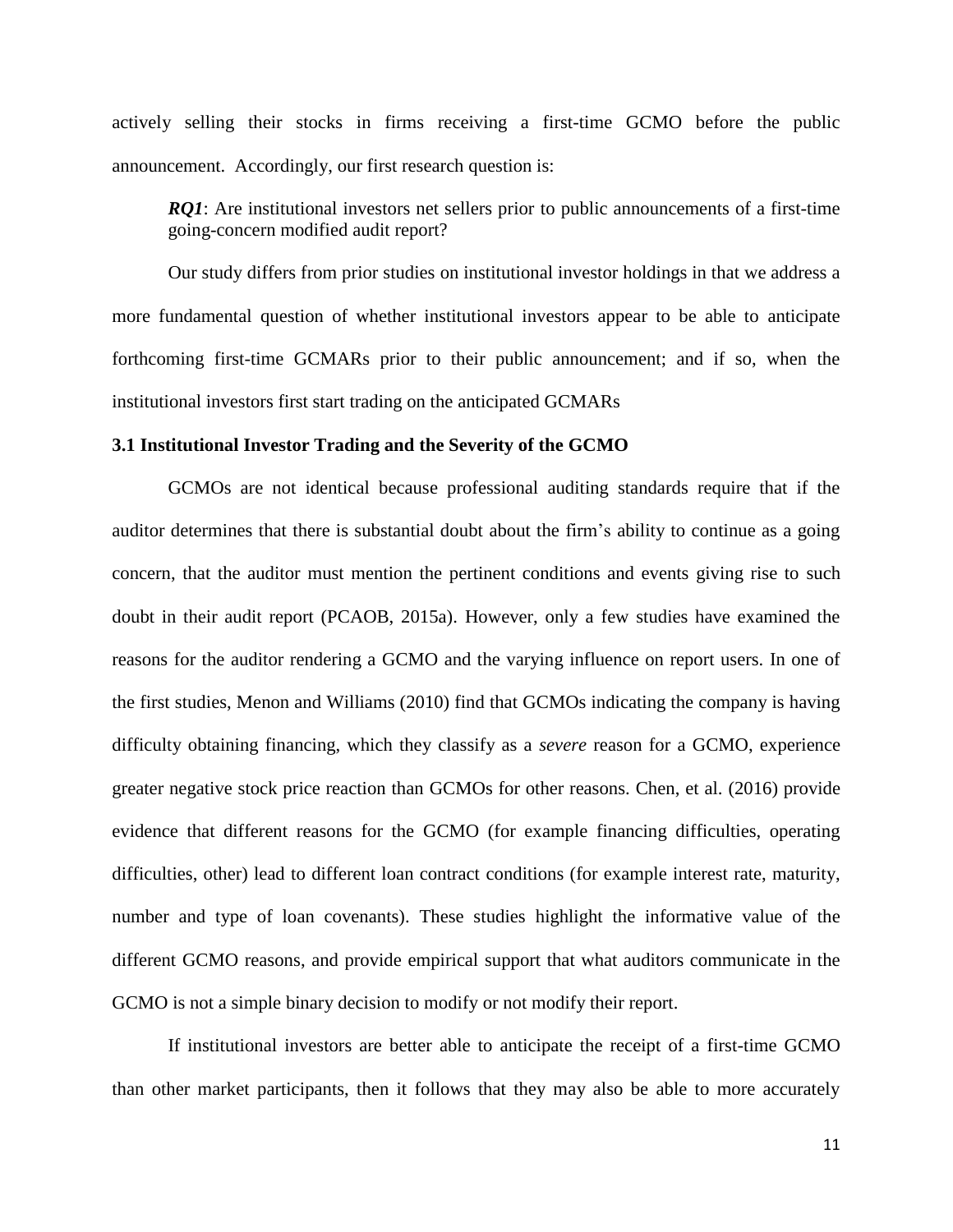actively selling their stocks in firms receiving a first-time GCMO before the public announcement. Accordingly, our first research question is:

> ***RQ1***: Are institutional investors net sellers prior to public announcements of a first-time going-concern modified audit report?

Our study differs from prior studies on institutional investor holdings in that we address a more fundamental question of whether institutional investors appear to be able to anticipate forthcoming first-time GCMARs prior to their public announcement; and if so, when the institutional investors first start trading on the anticipated GCMARs

### 3.1 Institutional Investor Trading and the Severity of the GCMO

GCMOs are not identical because professional auditing standards require that if the auditor determines that there is substantial doubt about the firm's ability to continue as a going concern, that the auditor must mention the pertinent conditions and events giving rise to such doubt in their audit report (PCAOB, 2015a). However, only a few studies have examined the reasons for the auditor rendering a GCMO and the varying influence on report users. In one of the first studies, Menon and Williams (2010) find that GCMOs indicating the company is having difficulty obtaining financing, which they classify as a *severe* reason for a GCMO, experience greater negative stock price reaction than GCMOs for other reasons. Chen, et al. (2016) provide evidence that different reasons for the GCMO (for example financing difficulties, operating difficulties, other) lead to different loan contract conditions (for example interest rate, maturity, number and type of loan covenants). These studies highlight the informative value of the different GCMO reasons, and provide empirical support that what auditors communicate in the GCMO is not a simple binary decision to modify or not modify their report.

If institutional investors are better able to anticipate the receipt of a first-time GCMO than other market participants, then it follows that they may also be able to more accurately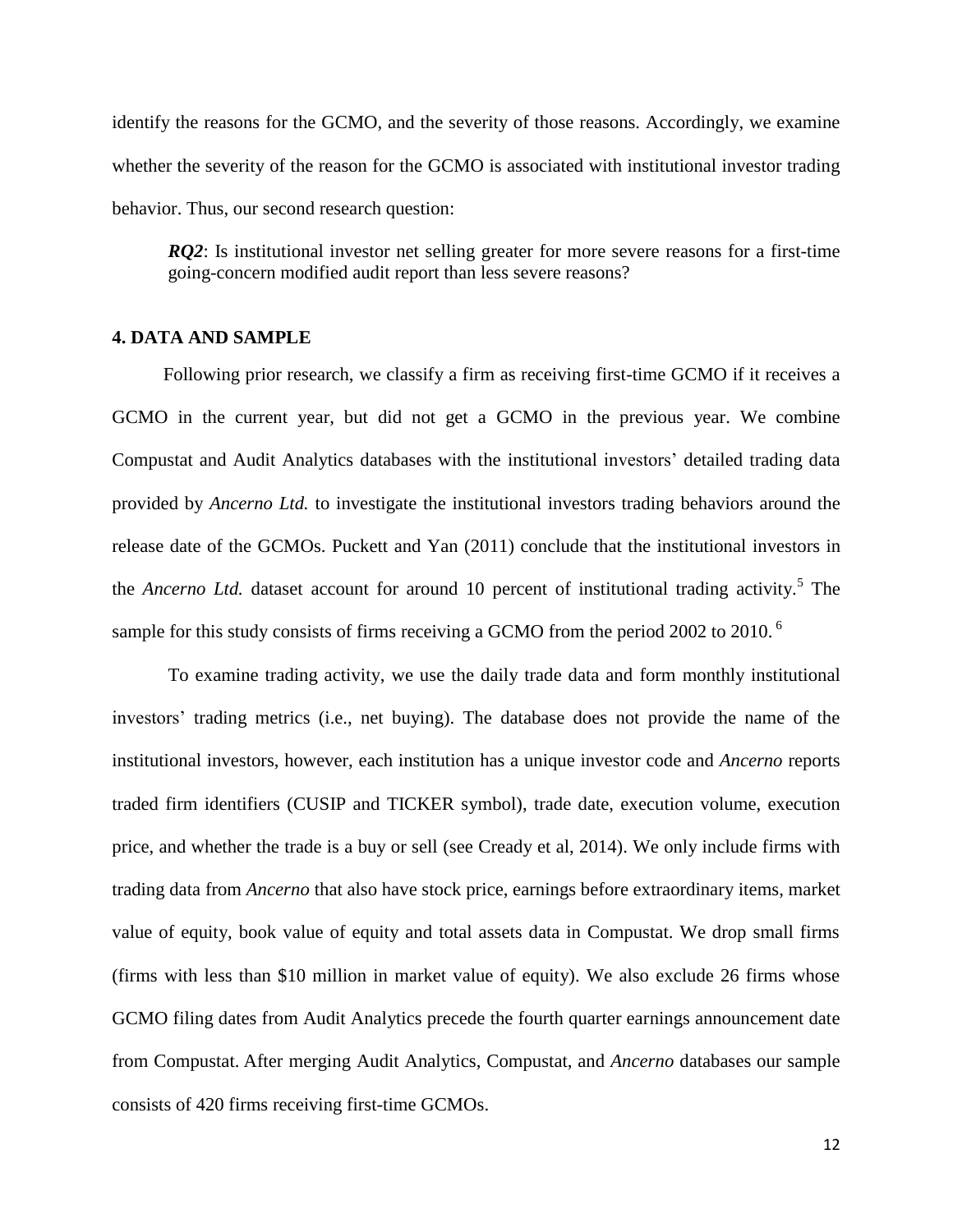identify the reasons for the GCMO, and the severity of those reasons. Accordingly, we examine whether the severity of the reason for the GCMO is associated with institutional investor trading behavior. Thus, our second research question:

> ***RQ2***: *Is institutional investor net selling greater for more severe reasons for a first-time going-concern modified audit report than less severe reasons?*

## 4. DATA AND SAMPLE

Following prior research, we classify a firm as receiving first-time GCMO if it receives a GCMO in the current year, but did not get a GCMO in the previous year. We combine Compustat and Audit Analytics databases with the institutional investors' detailed trading data provided by *Ancerno Ltd.* to investigate the institutional investors trading behaviors around the release date of the GCMOs. Puckett and Yan (2011) conclude that the institutional investors in the *Ancerno Ltd.* dataset account for around 10 percent of institutional trading activity.[5] The sample for this study consists of firms receiving a GCMO from the period 2002 to 2010.[6]

To examine trading activity, we use the daily trade data and form monthly institutional investors' trading metrics (i.e., net buying). The database does not provide the name of the institutional investors, however, each institution has a unique investor code and *Ancerno* reports traded firm identifiers (CUSIP and TICKER symbol), trade date, execution volume, execution price, and whether the trade is a buy or sell (see Cready et al, 2014). We only include firms with trading data from *Ancerno* that also have stock price, earnings before extraordinary items, market value of equity, book value of equity and total assets data in Compustat. We drop small firms (firms with less than \$10 million in market value of equity). We also exclude 26 firms whose GCMO filing dates from Audit Analytics precede the fourth quarter earnings announcement date from Compustat. After merging Audit Analytics, Compustat, and *Ancerno* databases our sample consists of 420 firms receiving first-time GCMOs.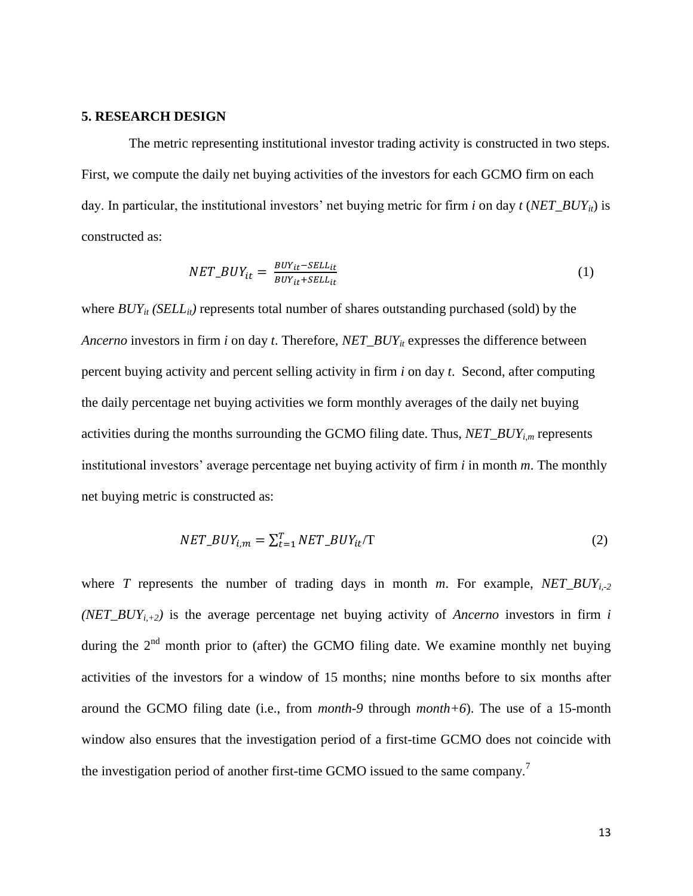## 5. RESEARCH DESIGN

The metric representing institutional investor trading activity is constructed in two steps. First, we compute the daily net buying activities of the investors for each GCMO firm on each day. In particular, the institutional investors' net buying metric for firm *i* on day *t* ($NET\_BUY_{it}$) is constructed as:

$$NET\_BUY_{it} = \frac{BUY_{it} - SELL_{it}}{BUY_{it} + SELL_{it}} \tag{1}$$

where $BUY_{it}$ ($SELL_{it}$) represents total number of shares outstanding purchased (sold) by the *Ancerno* investors in firm *i* on day *t*. Therefore, $NET\_BUY_{it}$ expresses the difference between percent buying activity and percent selling activity in firm *i* on day *t*. Second, after computing the daily percentage net buying activities we form monthly averages of the daily net buying activities during the months surrounding the GCMO filing date. Thus, $NET\_BUY_{i,m}$ represents institutional investors' average percentage net buying activity of firm *i* in month *m*. The monthly net buying metric is constructed as:

$$NET\_BUY_{i,m} = \sum_{t=1}^{T} NET\_BUY_{it} / \mathrm{T} \tag{2}$$

where *T* represents the number of trading days in month *m*. For example, $NET\_BUY_{i,-2}$ ($NET\_BUY_{i,+2}$) is the average percentage net buying activity of *Ancerno* investors in firm *i* during the 2nd month prior to (after) the GCMO filing date. We examine monthly net buying activities of the investors for a window of 15 months; nine months before to six months after around the GCMO filing date (i.e., from *month-9* through *month+6*). The use of a 15-month window also ensures that the investigation period of a first-time GCMO does not coincide with the investigation period of another first-time GCMO issued to the same company.[7]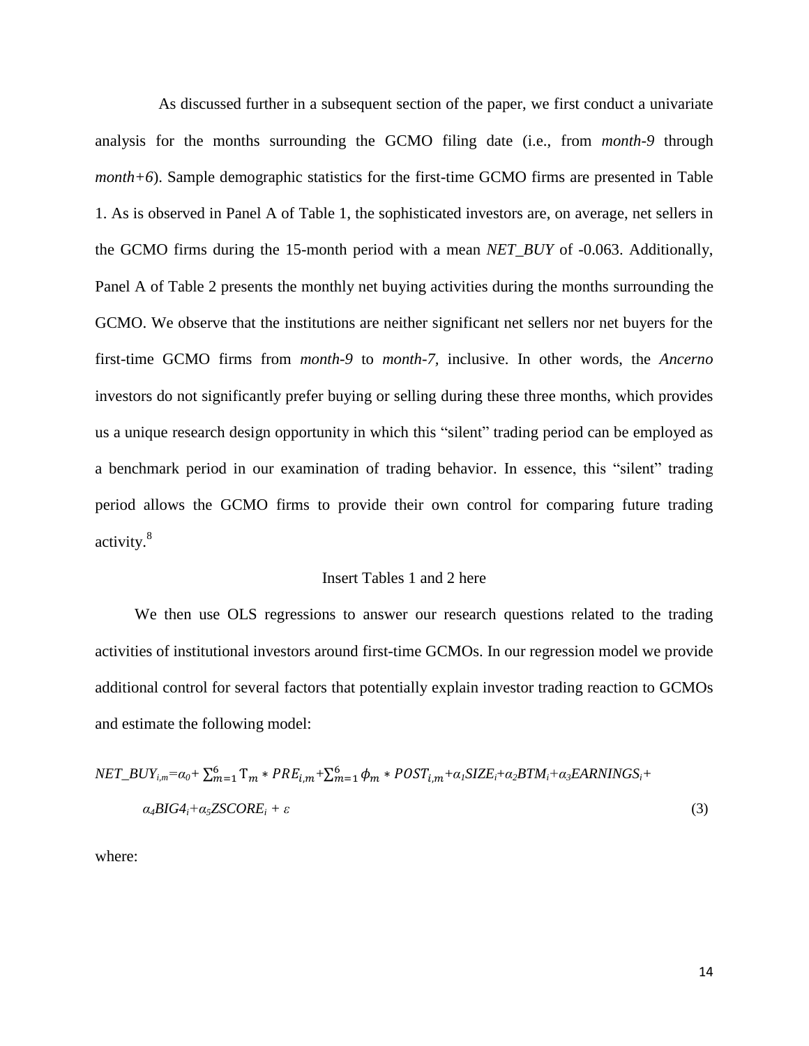As discussed further in a subsequent section of the paper, we first conduct a univariate analysis for the months surrounding the GCMO filing date (i.e., from *month-9* through *month+6*). Sample demographic statistics for the first-time GCMO firms are presented in Table 1. As is observed in Panel A of Table 1, the sophisticated investors are, on average, net sellers in the GCMO firms during the 15-month period with a mean *NET_BUY* of -0.063. Additionally, Panel A of Table 2 presents the monthly net buying activities during the months surrounding the GCMO. We observe that the institutions are neither significant net sellers nor net buyers for the first-time GCMO firms from *month-9* to *month-7*, inclusive. In other words, the *Ancerno* investors do not significantly prefer buying or selling during these three months, which provides us a unique research design opportunity in which this "silent" trading period can be employed as a benchmark period in our examination of trading behavior. In essence, this "silent" trading period allows the GCMO firms to provide their own control for comparing future trading activity.[8]

Insert Tables 1 and 2 here

We then use OLS regressions to answer our research questions related to the trading activities of institutional investors around first-time GCMOs. In our regression model we provide additional control for several factors that potentially explain investor trading reaction to GCMOs and estimate the following model:

$$NET\_BUY_{i,m} = \alpha_0 + \sum_{m=1}^{6} \mathrm{T}_m * PRE_{i,m} + \sum_{m=1}^{6} \phi_m * POST_{i,m} + \alpha_1 SIZE_i + \alpha_2 BTM_i + \alpha_3 EARNINGS_i + \alpha_4 BIG4_i + \alpha_5 ZSCORE_i + \varepsilon \quad (3)$$

where: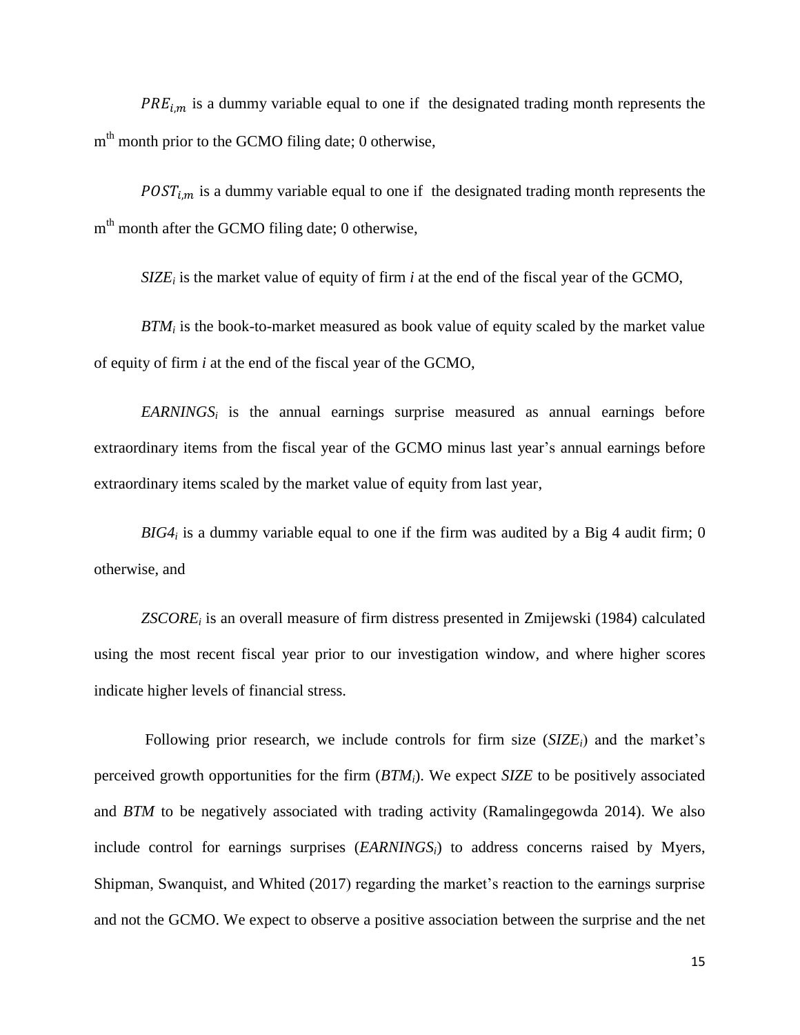$PRE_{i,m}$ is a dummy variable equal to one if the designated trading month represents the $m^{th}$ month prior to the GCMO filing date; 0 otherwise,

$POST_{i,m}$ is a dummy variable equal to one if the designated trading month represents the $m^{th}$ month after the GCMO filing date; 0 otherwise,

$SIZE_i$ is the market value of equity of firm *i* at the end of the fiscal year of the GCMO,

$BTM_i$ is the book-to-market measured as book value of equity scaled by the market value of equity of firm *i* at the end of the fiscal year of the GCMO,

$EARNINGS_i$ is the annual earnings surprise measured as annual earnings before extraordinary items from the fiscal year of the GCMO minus last year's annual earnings before extraordinary items scaled by the market value of equity from last year,

$BIG4_i$ is a dummy variable equal to one if the firm was audited by a Big 4 audit firm; 0 otherwise, and

$ZSCORE_i$ is an overall measure of firm distress presented in Zmijewski (1984) calculated using the most recent fiscal year prior to our investigation window, and where higher scores indicate higher levels of financial stress.

Following prior research, we include controls for firm size ($SIZE_i$) and the market's perceived growth opportunities for the firm ($BTM_i$). We expect *SIZE* to be positively associated and *BTM* to be negatively associated with trading activity (Ramalingegowda 2014). We also include control for earnings surprises ($EARNINGS_i$) to address concerns raised by Myers, Shipman, Swanquist, and Whited (2017) regarding the market's reaction to the earnings surprise and not the GCMO. We expect to observe a positive association between the surprise and the net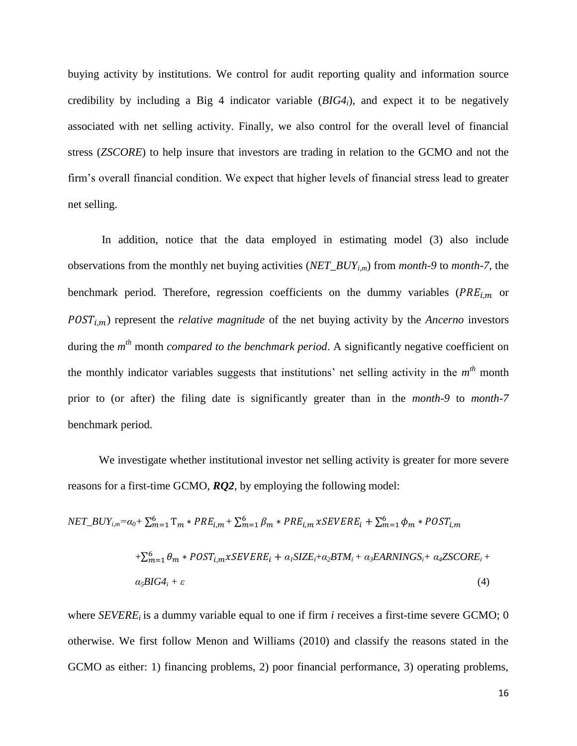buying activity by institutions. We control for audit reporting quality and information source credibility by including a Big 4 indicator variable ($BIG4_i$), and expect it to be negatively associated with net selling activity. Finally, we also control for the overall level of financial stress (*ZSCORE*) to help insure that investors are trading in relation to the GCMO and not the firm's overall financial condition. We expect that higher levels of financial stress lead to greater net selling.

In addition, notice that the data employed in estimating model (3) also include observations from the monthly net buying activities ($NET\_BUY_{i,m}$) from *month-9* to *month-7*, the benchmark period. Therefore, regression coefficients on the dummy variables ($PRE_{i,m}$ or $POST_{i,m}$) represent the *relative magnitude* of the net buying activity by the *Ancerno* investors during the $m^{th}$ month *compared to the benchmark period*. A significantly negative coefficient on the monthly indicator variables suggests that institutions' net selling activity in the $m^{th}$ month prior to (or after) the filing date is significantly greater than in the *month-9* to *month-7* benchmark period.

We investigate whether institutional investor net selling activity is greater for more severe reasons for a first-time GCMO, ***RQ2***, by employing the following model:

$$NET\_BUY_{i,m} = \alpha_0 + \sum_{m=1}^{6} \Tau_m * PRE_{i,m} + \sum_{m=1}^{6} \beta_m * PRE_{i,m} x SEVERE_i + \sum_{m=1}^{6} \phi_m * POST_{i,m}$$

$$+ \sum_{m=1}^{6} \theta_m * POST_{i,m} x SEVERE_i + \alpha_1 SIZE_i + \alpha_2 BTM_i + \alpha_3 EARNINGS_i + \alpha_4 ZSCORE_i +$$

$$\alpha_5 BIG4_i + \varepsilon \qquad (4)$$

where $SEVERE_i$ is a dummy variable equal to one if firm *i* receives a first-time severe GCMO; 0 otherwise. We first follow Menon and Williams (2010) and classify the reasons stated in the GCMO as either: 1) financing problems, 2) poor financial performance, 3) operating problems,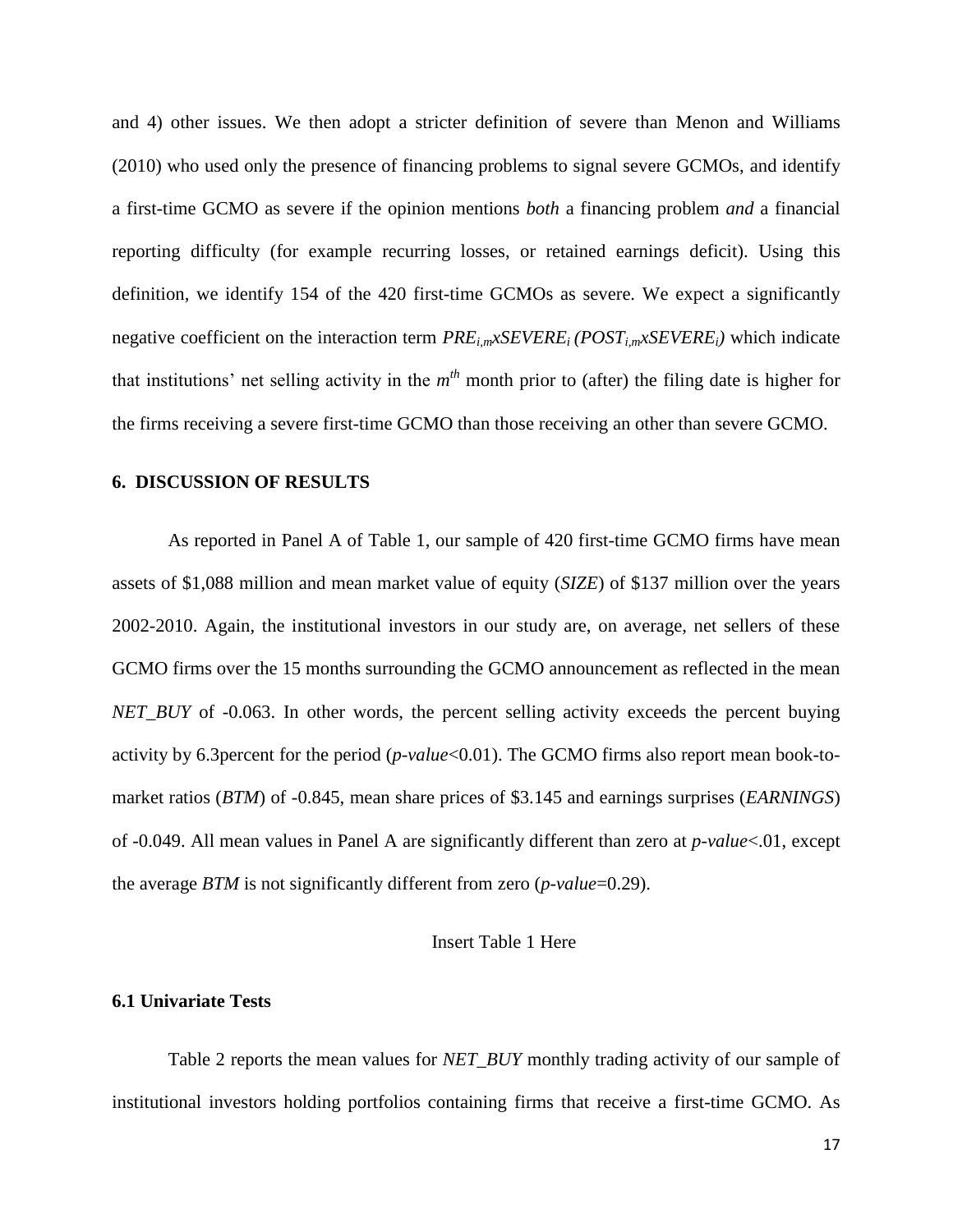and 4) other issues. We then adopt a stricter definition of severe than Menon and Williams (2010) who used only the presence of financing problems to signal severe GCMOs, and identify a first-time GCMO as severe if the opinion mentions *both* a financing problem *and* a financial reporting difficulty (for example recurring losses, or retained earnings deficit). Using this definition, we identify 154 of the 420 first-time GCMOs as severe. We expect a significantly negative coefficient on the interaction term $PRE_{i,m}xSEVERE_i$ $(POST_{i,m}xSEVERE_i)$ which indicate that institutions' net selling activity in the $m^{th}$ month prior to (after) the filing date is higher for the firms receiving a severe first-time GCMO than those receiving an other than severe GCMO.

## 6. DISCUSSION OF RESULTS

As reported in Panel A of Table 1, our sample of 420 first-time GCMO firms have mean assets of \$1,088 million and mean market value of equity (*SIZE*) of \$137 million over the years 2002-2010. Again, the institutional investors in our study are, on average, net sellers of these GCMO firms over the 15 months surrounding the GCMO announcement as reflected in the mean *NET_BUY* of -0.063. In other words, the percent selling activity exceeds the percent buying activity by 6.3percent for the period ($p$-$value$<0.01). The GCMO firms also report mean book-to-market ratios (*BTM*) of -0.845, mean share prices of \$3.145 and earnings surprises (*EARNINGS*) of -0.049. All mean values in Panel A are significantly different than zero at $p$-$value$<.01, except the average *BTM* is not significantly different from zero ($p$-$value$=0.29).

Insert Table 1 Here

### 6.1 Univariate Tests

Table 2 reports the mean values for *NET_BUY* monthly trading activity of our sample of institutional investors holding portfolios containing firms that receive a first-time GCMO. As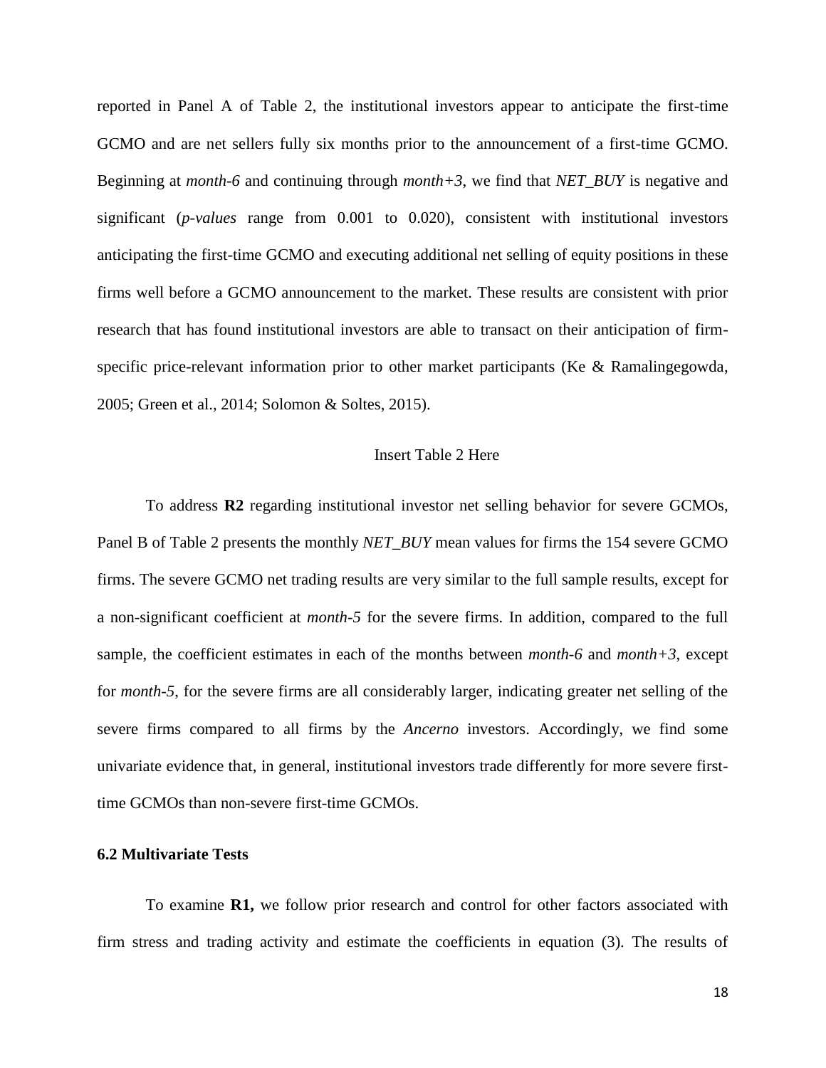reported in Panel A of Table 2, the institutional investors appear to anticipate the first-time GCMO and are net sellers fully six months prior to the announcement of a first-time GCMO. Beginning at *month-6* and continuing through *month+3*, we find that *NET_BUY* is negative and significant (*p-values* range from 0.001 to 0.020), consistent with institutional investors anticipating the first-time GCMO and executing additional net selling of equity positions in these firms well before a GCMO announcement to the market. These results are consistent with prior research that has found institutional investors are able to transact on their anticipation of firm-specific price-relevant information prior to other market participants (Ke & Ramalingegowda, 2005; Green et al., 2014; Solomon & Soltes, 2015).

Insert Table 2 Here

To address **R2** regarding institutional investor net selling behavior for severe GCMOs, Panel B of Table 2 presents the monthly *NET_BUY* mean values for firms the 154 severe GCMO firms. The severe GCMO net trading results are very similar to the full sample results, except for a non-significant coefficient at *month-5* for the severe firms. In addition, compared to the full sample, the coefficient estimates in each of the months between *month-6* and *month+3*, except for *month-5*, for the severe firms are all considerably larger, indicating greater net selling of the severe firms compared to all firms by the *Ancerno* investors. Accordingly, we find some univariate evidence that, in general, institutional investors trade differently for more severe first-time GCMOs than non-severe first-time GCMOs.

### 6.2 Multivariate Tests

To examine **R1,** we follow prior research and control for other factors associated with firm stress and trading activity and estimate the coefficients in equation (3). The results of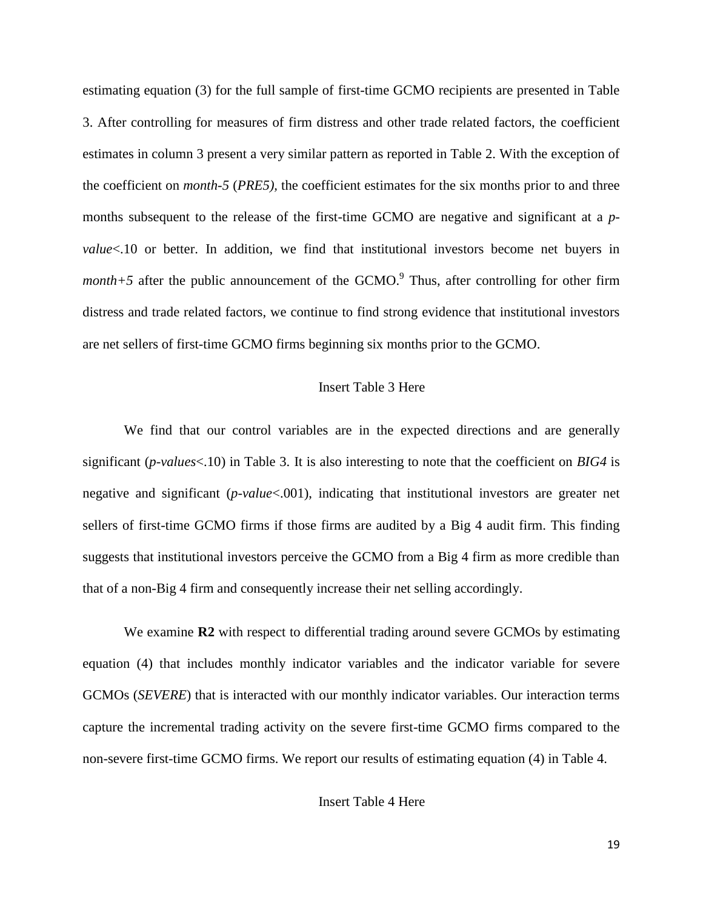estimating equation (3) for the full sample of first-time GCMO recipients are presented in Table 3. After controlling for measures of firm distress and other trade related factors, the coefficient estimates in column 3 present a very similar pattern as reported in Table 2. With the exception of the coefficient on *month-5* (*PRE5),* the coefficient estimates for the six months prior to and three months subsequent to the release of the first-time GCMO are negative and significant at a *p-value*<.10 or better. In addition, we find that institutional investors become net buyers in *month+5* after the public announcement of the GCMO.[9] Thus, after controlling for other firm distress and trade related factors, we continue to find strong evidence that institutional investors are net sellers of first-time GCMO firms beginning six months prior to the GCMO.

Insert Table 3 Here

We find that our control variables are in the expected directions and are generally significant (*p-values*<.10) in Table 3. It is also interesting to note that the coefficient on *BIG4* is negative and significant (*p-value*<.001), indicating that institutional investors are greater net sellers of first-time GCMO firms if those firms are audited by a Big 4 audit firm. This finding suggests that institutional investors perceive the GCMO from a Big 4 firm as more credible than that of a non-Big 4 firm and consequently increase their net selling accordingly.

We examine **R2** with respect to differential trading around severe GCMOs by estimating equation (4) that includes monthly indicator variables and the indicator variable for severe GCMOs (*SEVERE*) that is interacted with our monthly indicator variables. Our interaction terms capture the incremental trading activity on the severe first-time GCMO firms compared to the non-severe first-time GCMO firms. We report our results of estimating equation (4) in Table 4.

Insert Table 4 Here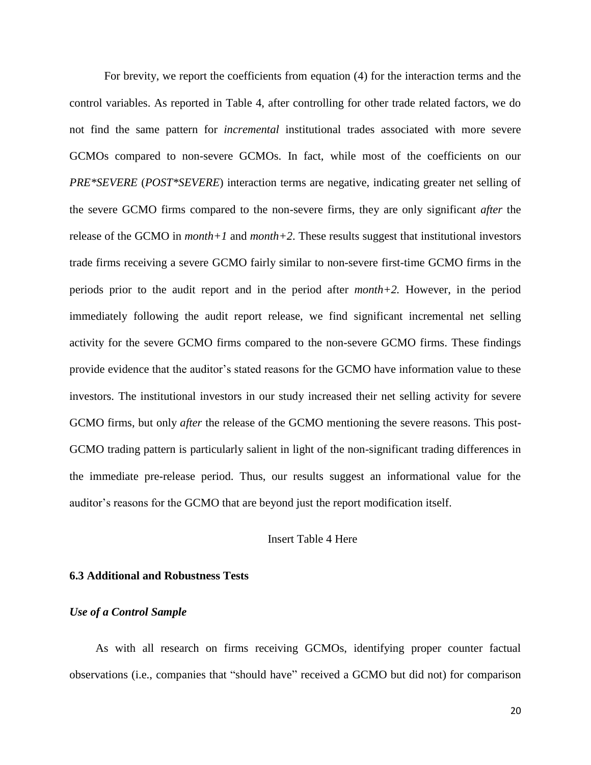For brevity, we report the coefficients from equation (4) for the interaction terms and the control variables. As reported in Table 4, after controlling for other trade related factors, we do not find the same pattern for *incremental* institutional trades associated with more severe GCMOs compared to non-severe GCMOs. In fact, while most of the coefficients on our *PRE*SEVERE* (*POST*SEVERE*) interaction terms are negative, indicating greater net selling of the severe GCMO firms compared to the non-severe firms, they are only significant *after* the release of the GCMO in *month+1* and *month+2*. These results suggest that institutional investors trade firms receiving a severe GCMO fairly similar to non-severe first-time GCMO firms in the periods prior to the audit report and in the period after *month+2.* However, in the period immediately following the audit report release, we find significant incremental net selling activity for the severe GCMO firms compared to the non-severe GCMO firms. These findings provide evidence that the auditor's stated reasons for the GCMO have information value to these investors. The institutional investors in our study increased their net selling activity for severe GCMO firms, but only *after* the release of the GCMO mentioning the severe reasons. This post-GCMO trading pattern is particularly salient in light of the non-significant trading differences in the immediate pre-release period. Thus, our results suggest an informational value for the auditor's reasons for the GCMO that are beyond just the report modification itself.

Insert Table 4 Here

### 6.3 Additional and Robustness Tests

#### *Use of a Control Sample*

As with all research on firms receiving GCMOs, identifying proper counter factual observations (i.e., companies that "should have" received a GCMO but did not) for comparison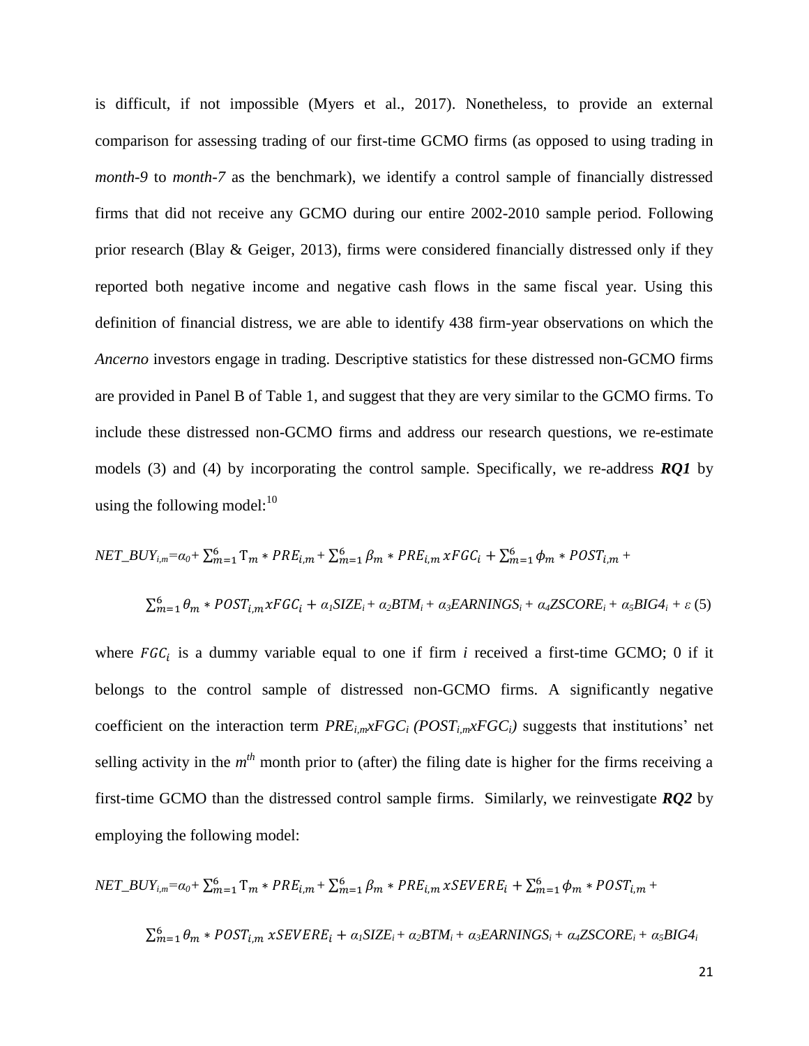is difficult, if not impossible (Myers et al., 2017). Nonetheless, to provide an external comparison for assessing trading of our first-time GCMO firms (as opposed to using trading in *month-9* to *month-7* as the benchmark), we identify a control sample of financially distressed firms that did not receive any GCMO during our entire 2002-2010 sample period. Following prior research (Blay & Geiger, 2013), firms were considered financially distressed only if they reported both negative income and negative cash flows in the same fiscal year. Using this definition of financial distress, we are able to identify 438 firm-year observations on which the *Ancerno* investors engage in trading. Descriptive statistics for these distressed non-GCMO firms are provided in Panel B of Table 1, and suggest that they are very similar to the GCMO firms. To include these distressed non-GCMO firms and address our research questions, we re-estimate models (3) and (4) by incorporating the control sample. Specifically, we re-address ***RQ1*** by using the following model:[10]

$$NET\_BUY_{i,m} = \alpha_0 + \sum_{m=1}^{6} \Tau_m * PRE_{i,m} + \sum_{m=1}^{6} \beta_m * PRE_{i,m} x FGC_i + \sum_{m=1}^{6} \phi_m * POST_{i,m} + \sum_{m=1}^{6} \theta_m * POST_{i,m} x FGC_i + \alpha_1 SIZE_i + \alpha_2 BTM_i + \alpha_3 EARNINGS_i + \alpha_4 ZSCORE_i + \alpha_5 BIG4_i + \varepsilon \quad (5)$$

where $FGC_i$ is a dummy variable equal to one if firm *i* received a first-time GCMO; 0 if it belongs to the control sample of distressed non-GCMO firms. A significantly negative coefficient on the interaction term $PRE_{i,m}xFGC_i$ ($POST_{i,m}xFGC_i$) suggests that institutions' net selling activity in the $m^{th}$ month prior to (after) the filing date is higher for the firms receiving a first-time GCMO than the distressed control sample firms. Similarly, we reinvestigate ***RQ2*** by employing the following model:

$$NET\_BUY_{i,m} = \alpha_0 + \sum_{m=1}^{6} \Tau_m * PRE_{i,m} + \sum_{m=1}^{6} \beta_m * PRE_{i,m} x SEVERE_i + \sum_{m=1}^{6} \phi_m * POST_{i,m} + \sum_{m=1}^{6} \theta_m * POST_{i,m} x SEVERE_i + \alpha_1 SIZE_i + \alpha_2 BTM_i + \alpha_3 EARNINGS_i + \alpha_4 ZSCORE_i + \alpha_5 BIG4_i$$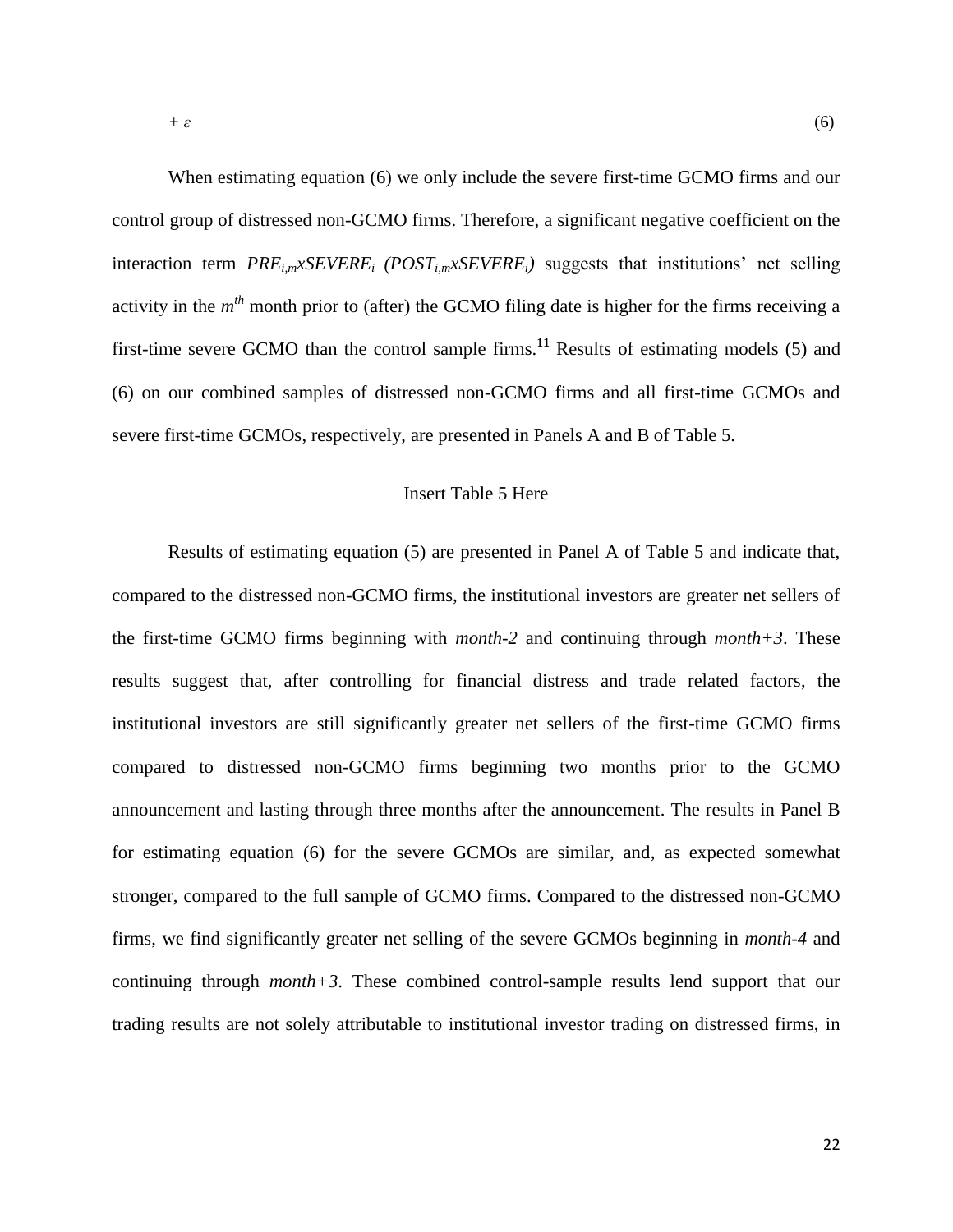$$+ \varepsilon \tag{6}$$

When estimating equation (6) we only include the severe first-time GCMO firms and our control group of distressed non-GCMO firms. Therefore, a significant negative coefficient on the interaction term $PRE_{i,m}xSEVERE_i$ ($POST_{i,m}xSEVERE_i$) suggests that institutions' net selling activity in the $m^{th}$ month prior to (after) the GCMO filing date is higher for the firms receiving a first-time severe GCMO than the control sample firms.[11] Results of estimating models (5) and (6) on our combined samples of distressed non-GCMO firms and all first-time GCMOs and severe first-time GCMOs, respectively, are presented in Panels A and B of Table 5.

Insert Table 5 Here

Results of estimating equation (5) are presented in Panel A of Table 5 and indicate that, compared to the distressed non-GCMO firms, the institutional investors are greater net sellers of the first-time GCMO firms beginning with *month-2* and continuing through *month+3*. These results suggest that, after controlling for financial distress and trade related factors, the institutional investors are still significantly greater net sellers of the first-time GCMO firms compared to distressed non-GCMO firms beginning two months prior to the GCMO announcement and lasting through three months after the announcement. The results in Panel B for estimating equation (6) for the severe GCMOs are similar, and, as expected somewhat stronger, compared to the full sample of GCMO firms. Compared to the distressed non-GCMO firms, we find significantly greater net selling of the severe GCMOs beginning in *month-4* and continuing through *month+3*. These combined control-sample results lend support that our trading results are not solely attributable to institutional investor trading on distressed firms, in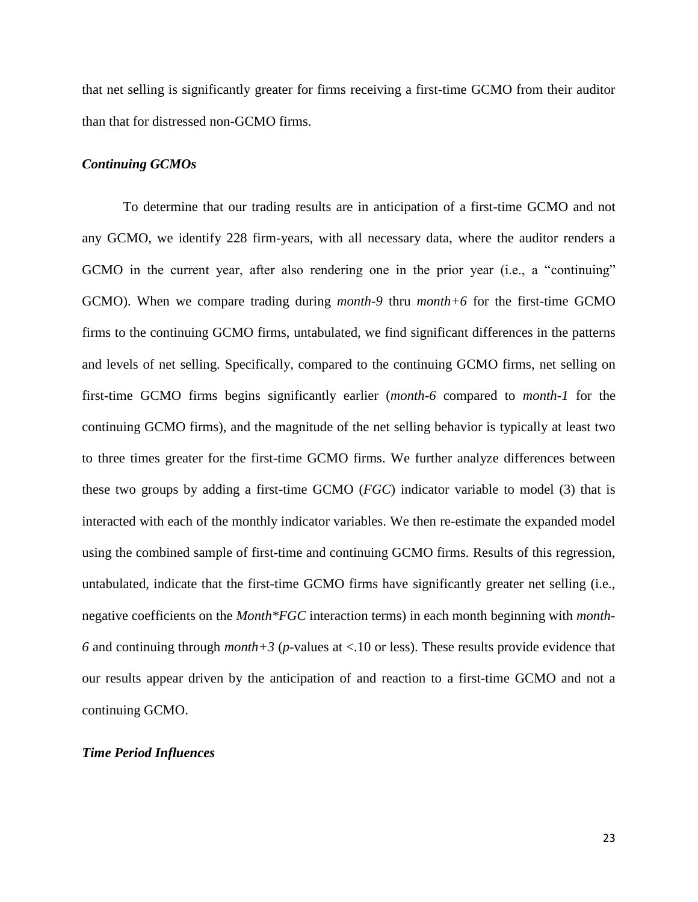that net selling is significantly greater for firms receiving a first-time GCMO from their auditor than that for distressed non-GCMO firms.

### *Continuing GCMOs*

To determine that our trading results are in anticipation of a first-time GCMO and not any GCMO, we identify 228 firm-years, with all necessary data, where the auditor renders a GCMO in the current year, after also rendering one in the prior year (i.e., a "continuing" GCMO). When we compare trading during *month-9* thru *month+6* for the first-time GCMO firms to the continuing GCMO firms, untabulated, we find significant differences in the patterns and levels of net selling. Specifically, compared to the continuing GCMO firms, net selling on first-time GCMO firms begins significantly earlier (*month-6* compared to *month-1* for the continuing GCMO firms), and the magnitude of the net selling behavior is typically at least two to three times greater for the first-time GCMO firms. We further analyze differences between these two groups by adding a first-time GCMO (*FGC*) indicator variable to model (3) that is interacted with each of the monthly indicator variables. We then re-estimate the expanded model using the combined sample of first-time and continuing GCMO firms. Results of this regression, untabulated, indicate that the first-time GCMO firms have significantly greater net selling (i.e., negative coefficients on the *Month*FGC* interaction terms) in each month beginning with *month-6* and continuing through *month+3* (*p*-values at <.10 or less). These results provide evidence that our results appear driven by the anticipation of and reaction to a first-time GCMO and not a continuing GCMO.

### *Time Period Influences*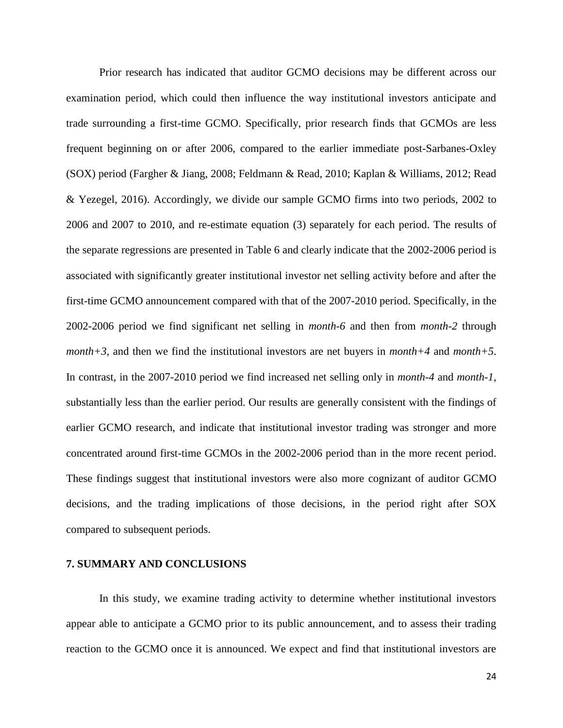Prior research has indicated that auditor GCMO decisions may be different across our examination period, which could then influence the way institutional investors anticipate and trade surrounding a first-time GCMO. Specifically, prior research finds that GCMOs are less frequent beginning on or after 2006, compared to the earlier immediate post-Sarbanes-Oxley (SOX) period (Fargher & Jiang, 2008; Feldmann & Read, 2010; Kaplan & Williams, 2012; Read & Yezegel, 2016). Accordingly, we divide our sample GCMO firms into two periods, 2002 to 2006 and 2007 to 2010, and re-estimate equation (3) separately for each period. The results of the separate regressions are presented in Table 6 and clearly indicate that the 2002-2006 period is associated with significantly greater institutional investor net selling activity before and after the first-time GCMO announcement compared with that of the 2007-2010 period. Specifically, in the 2002-2006 period we find significant net selling in *month-6* and then from *month-2* through *month+3*, and then we find the institutional investors are net buyers in *month+4* and *month+5*. In contrast, in the 2007-2010 period we find increased net selling only in *month-4* and *month-1*, substantially less than the earlier period. Our results are generally consistent with the findings of earlier GCMO research, and indicate that institutional investor trading was stronger and more concentrated around first-time GCMOs in the 2002-2006 period than in the more recent period. These findings suggest that institutional investors were also more cognizant of auditor GCMO decisions, and the trading implications of those decisions, in the period right after SOX compared to subsequent periods.

## 7. SUMMARY AND CONCLUSIONS

In this study, we examine trading activity to determine whether institutional investors appear able to anticipate a GCMO prior to its public announcement, and to assess their trading reaction to the GCMO once it is announced. We expect and find that institutional investors are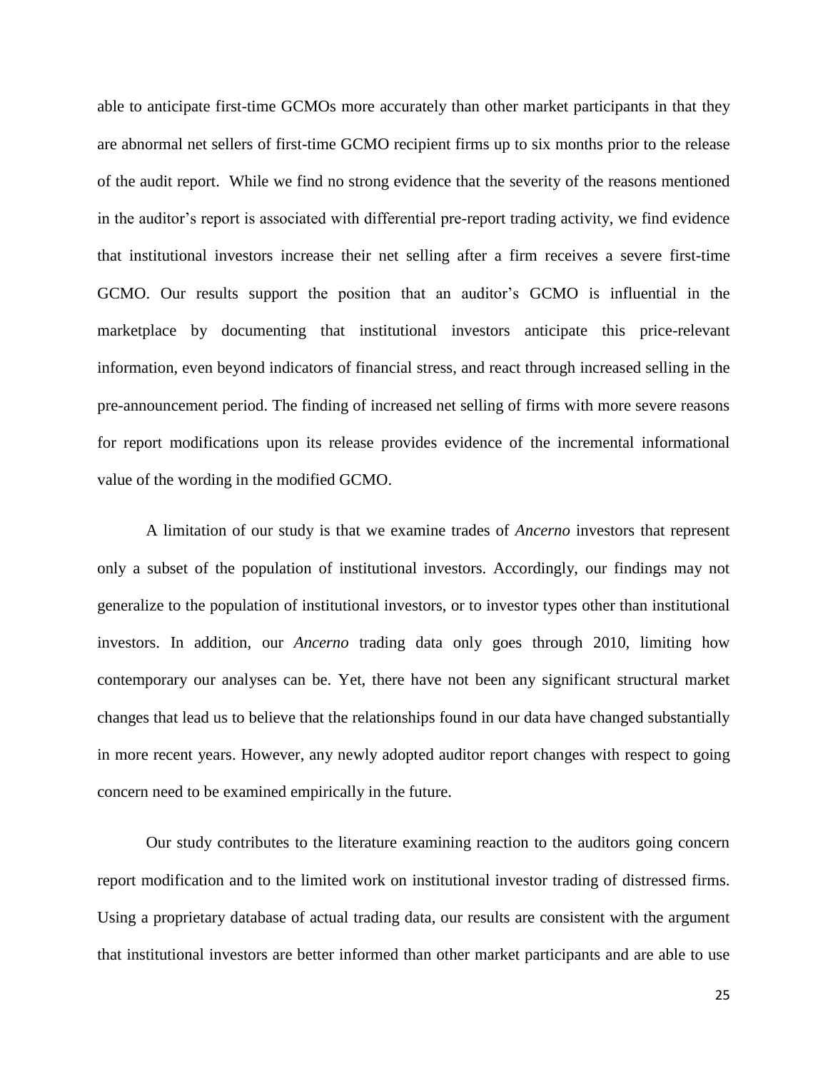able to anticipate first-time GCMOs more accurately than other market participants in that they are abnormal net sellers of first-time GCMO recipient firms up to six months prior to the release of the audit report. While we find no strong evidence that the severity of the reasons mentioned in the auditor's report is associated with differential pre-report trading activity, we find evidence that institutional investors increase their net selling after a firm receives a severe first-time GCMO. Our results support the position that an auditor's GCMO is influential in the marketplace by documenting that institutional investors anticipate this price-relevant information, even beyond indicators of financial stress, and react through increased selling in the pre-announcement period. The finding of increased net selling of firms with more severe reasons for report modifications upon its release provides evidence of the incremental informational value of the wording in the modified GCMO.

A limitation of our study is that we examine trades of *Ancerno* investors that represent only a subset of the population of institutional investors. Accordingly, our findings may not generalize to the population of institutional investors, or to investor types other than institutional investors. In addition, our *Ancerno* trading data only goes through 2010, limiting how contemporary our analyses can be. Yet, there have not been any significant structural market changes that lead us to believe that the relationships found in our data have changed substantially in more recent years. However, any newly adopted auditor report changes with respect to going concern need to be examined empirically in the future.

Our study contributes to the literature examining reaction to the auditors going concern report modification and to the limited work on institutional investor trading of distressed firms. Using a proprietary database of actual trading data, our results are consistent with the argument that institutional investors are better informed than other market participants and are able to use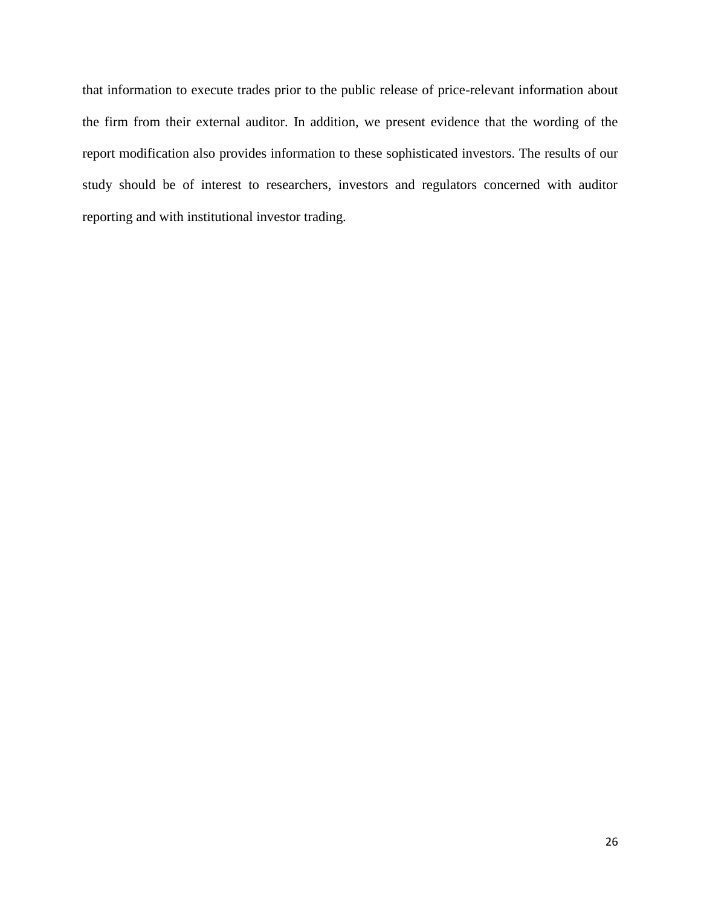that information to execute trades prior to the public release of price-relevant information about the firm from their external auditor. In addition, we present evidence that the wording of the report modification also provides information to these sophisticated investors. The results of our study should be of interest to researchers, investors and regulators concerned with auditor reporting and with institutional investor trading.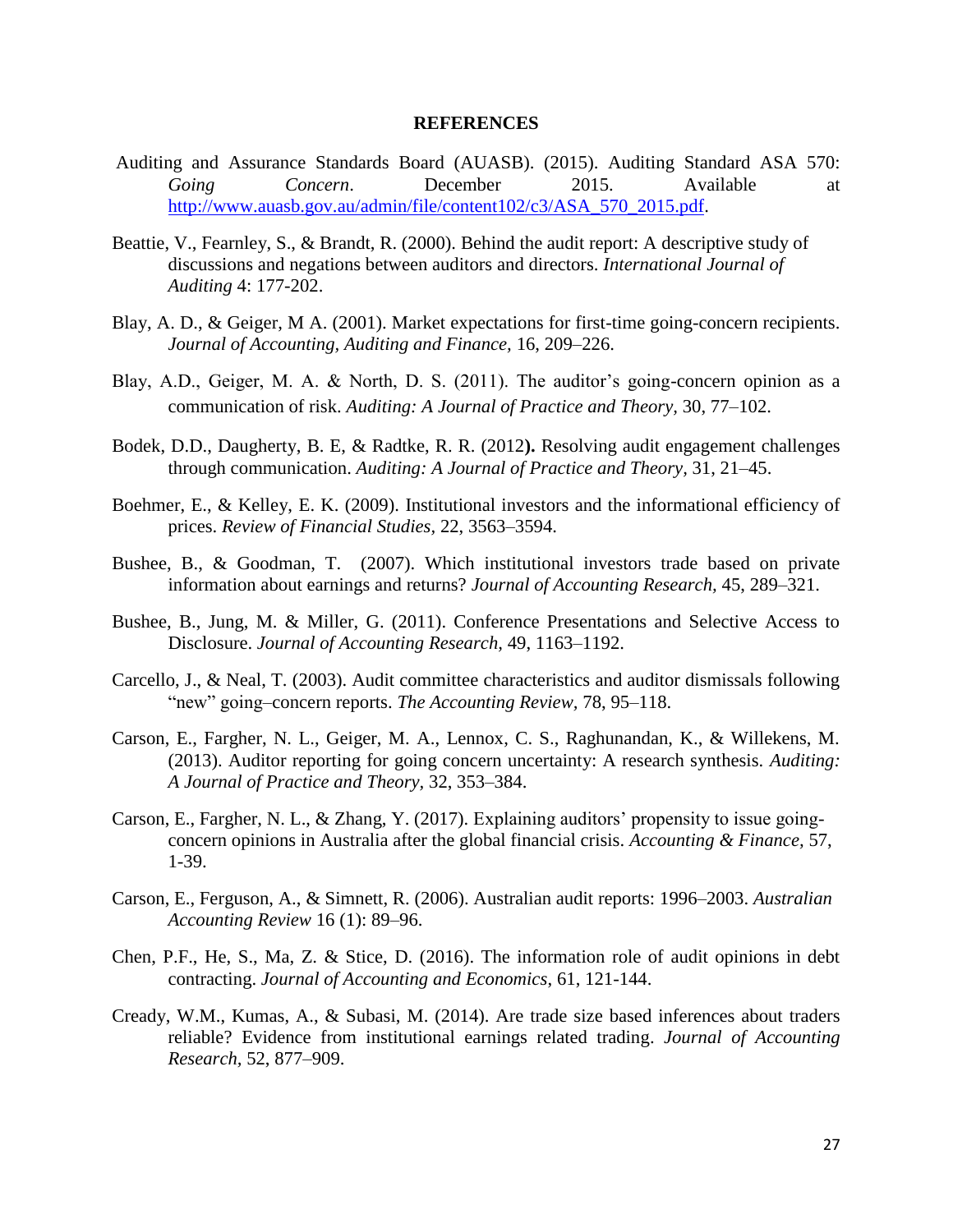## REFERENCES

Auditing and Assurance Standards Board (AUASB). (2015). Auditing Standard ASA 570: *Going Concern*. December 2015. Available at http://www.auasb.gov.au/admin/file/content102/c3/ASA_570_2015.pdf.

Beattie, V., Fearnley, S., & Brandt, R. (2000). Behind the audit report: A descriptive study of discussions and negations between auditors and directors. *International Journal of Auditing* 4: 177-202.

Blay, A. D., & Geiger, M A. (2001). Market expectations for first-time going-concern recipients. *Journal of Accounting, Auditing and Finance,* 16, 209–226.

Blay, A.D., Geiger, M. A. & North, D. S. (2011). The auditor's going-concern opinion as a communication of risk. *Auditing: A Journal of Practice and Theory,* 30, 77–102.

Bodek, D.D., Daugherty, B. E, & Radtke, R. R. (2012**).** Resolving audit engagement challenges through communication. *Auditing: A Journal of Practice and Theory,* 31, 21–45.

Boehmer, E., & Kelley, E. K. (2009). Institutional investors and the informational efficiency of prices. *Review of Financial Studies,* 22, 3563–3594.

Bushee, B., & Goodman, T. (2007). Which institutional investors trade based on private information about earnings and returns? *Journal of Accounting Research,* 45, 289–321.

Bushee, B., Jung, M. & Miller, G. (2011). Conference Presentations and Selective Access to Disclosure. *Journal of Accounting Research,* 49, 1163–1192.

Carcello, J., & Neal, T. (2003). Audit committee characteristics and auditor dismissals following "new" going–concern reports. *The Accounting Review,* 78, 95–118.

Carson, E., Fargher, N. L., Geiger, M. A., Lennox, C. S., Raghunandan, K., & Willekens, M. (2013). Auditor reporting for going concern uncertainty: A research synthesis. *Auditing: A Journal of Practice and Theory,* 32, 353–384.

Carson, E., Fargher, N. L., & Zhang, Y. (2017). Explaining auditors' propensity to issue going-concern opinions in Australia after the global financial crisis. *Accounting & Finance,* 57, 1-39.

Carson, E., Ferguson, A., & Simnett, R. (2006). Australian audit reports: 1996–2003. *Australian Accounting Review* 16 (1): 89–96.

Chen, P.F., He, S., Ma, Z. & Stice, D. (2016). The information role of audit opinions in debt contracting. *Journal of Accounting and Economics*, 61, 121-144.

Cready, W.M., Kumas, A., & Subasi, M. (2014). Are trade size based inferences about traders reliable? Evidence from institutional earnings related trading. *Journal of Accounting Research*, 52, 877–909.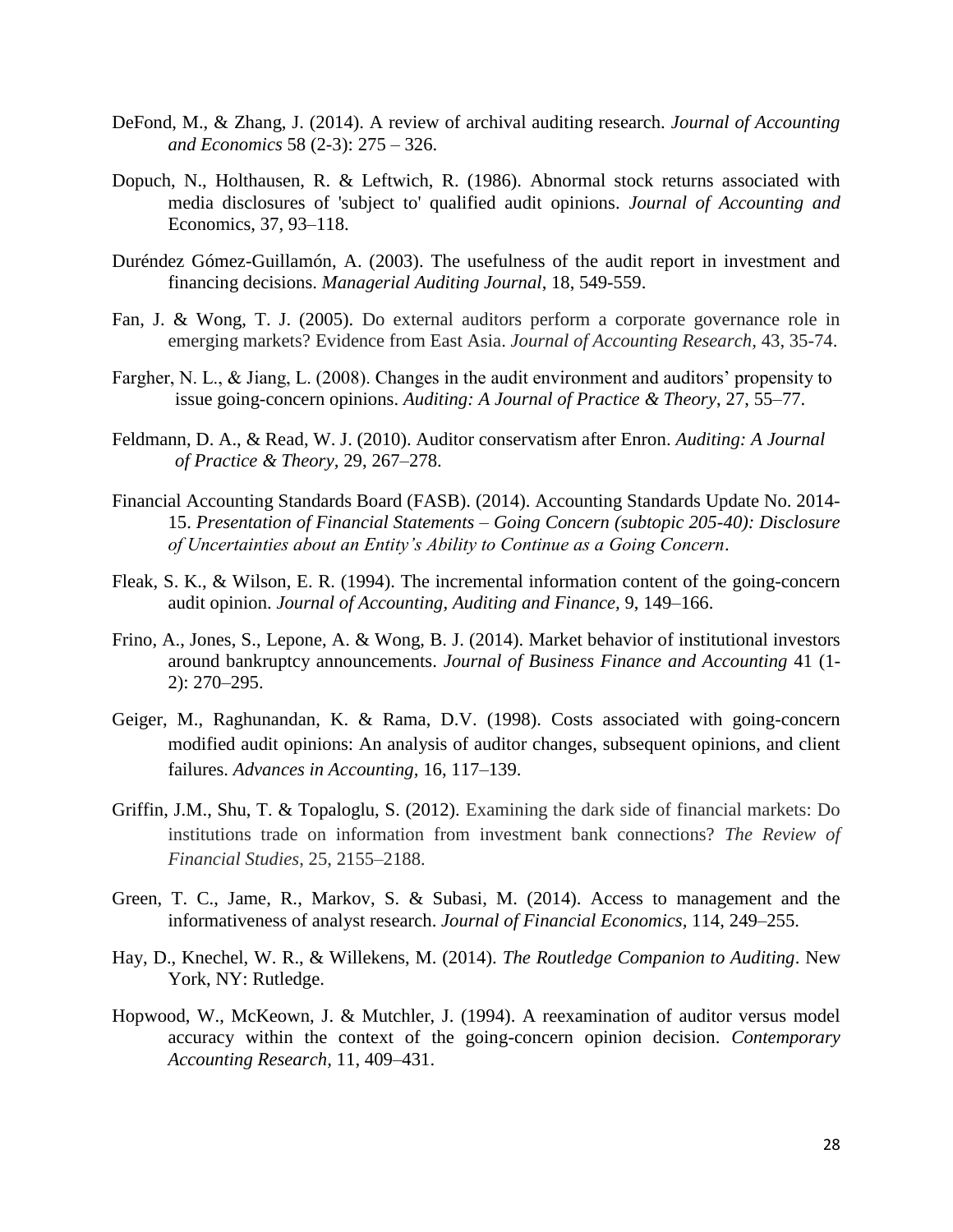DeFond, M., & Zhang, J. (2014). A review of archival auditing research. *Journal of Accounting and Economics* 58 (2-3): 275 – 326.

Dopuch, N., Holthausen, R. & Leftwich, R. (1986). Abnormal stock returns associated with media disclosures of 'subject to' qualified audit opinions. *Journal of Accounting and* Economics, 37, 93–118.

Duréndez Gómez-Guillamón, A. (2003). The usefulness of the audit report in investment and financing decisions. *Managerial Auditing Journal*, 18, 549-559.

Fan, J. & Wong, T. J. (2005). Do external auditors perform a corporate governance role in emerging markets? Evidence from East Asia. *Journal of Accounting Research*, 43, 35-74.

Fargher, N. L., & Jiang, L. (2008). Changes in the audit environment and auditors' propensity to issue going-concern opinions. *Auditing: A Journal of Practice & Theory*, 27, 55–77.

Feldmann, D. A., & Read, W. J. (2010). Auditor conservatism after Enron. *Auditing: A Journal of Practice & Theory*, 29, 267–278.

Financial Accounting Standards Board (FASB). (2014). Accounting Standards Update No. 2014-15. *Presentation of Financial Statements – Going Concern (subtopic 205-40): Disclosure of Uncertainties about an Entity's Ability to Continue as a Going Concern*.

Fleak, S. K., & Wilson, E. R. (1994). The incremental information content of the going-concern audit opinion. *Journal of Accounting, Auditing and Finance,* 9, 149–166.

Frino, A., Jones, S., Lepone, A. & Wong, B. J. (2014). Market behavior of institutional investors around bankruptcy announcements. *Journal of Business Finance and Accounting* 41 (1-2): 270–295.

Geiger, M., Raghunandan, K. & Rama, D.V. (1998). Costs associated with going-concern modified audit opinions: An analysis of auditor changes, subsequent opinions, and client failures. *Advances in Accounting*, 16, 117–139.

Griffin, J.M., Shu, T. & Topaloglu, S. (2012). Examining the dark side of financial markets: Do institutions trade on information from investment bank connections? *The Review of Financial Studies*, 25, 2155–2188.

Green, T. C., Jame, R., Markov, S. & Subasi, M. (2014). Access to management and the informativeness of analyst research. *Journal of Financial Economics*, 114, 249–255.

Hay, D., Knechel, W. R., & Willekens, M. (2014). *The Routledge Companion to Auditing*. New York, NY: Rutledge.

Hopwood, W., McKeown, J. & Mutchler, J. (1994). A reexamination of auditor versus model accuracy within the context of the going-concern opinion decision. *Contemporary Accounting Research*, 11, 409–431.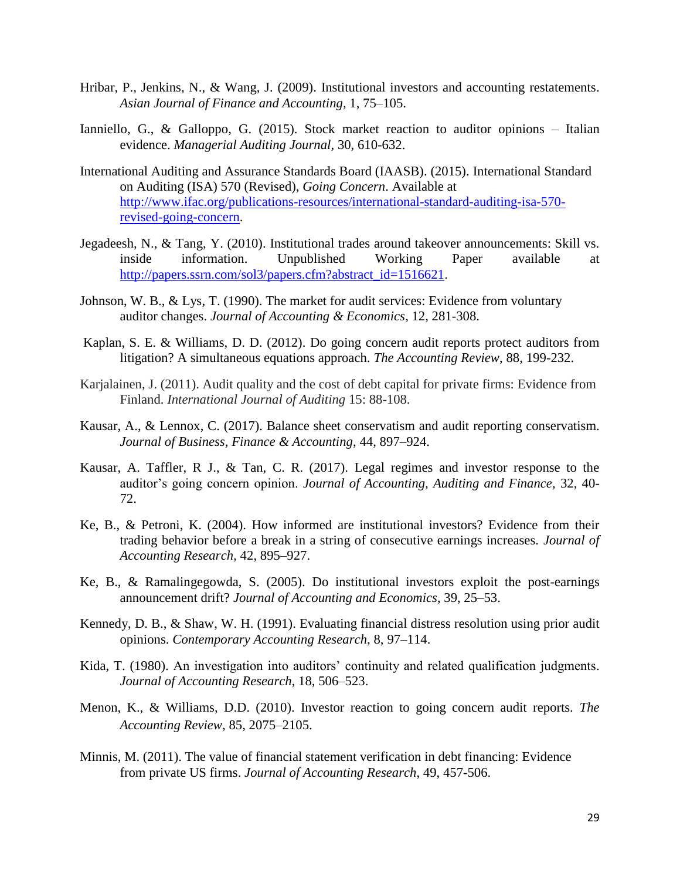Hribar, P., Jenkins, N., & Wang, J. (2009). Institutional investors and accounting restatements. *Asian Journal of Finance and Accounting*, 1, 75–105.

Ianniello, G., & Galloppo, G. (2015). Stock market reaction to auditor opinions – Italian evidence. *Managerial Auditing Journal*, 30, 610-632.

International Auditing and Assurance Standards Board (IAASB). (2015). International Standard on Auditing (ISA) 570 (Revised), *Going Concern*. Available at http://www.ifac.org/publications-resources/international-standard-auditing-isa-570-revised-going-concern.

Jegadeesh, N., & Tang, Y. (2010). Institutional trades around takeover announcements: Skill vs. inside information. Unpublished Working Paper available at http://papers.ssrn.com/sol3/papers.cfm?abstract_id=1516621.

Johnson, W. B., & Lys, T. (1990). The market for audit services: Evidence from voluntary auditor changes. *Journal of Accounting & Economics*, 12, 281-308.

Kaplan, S. E. & Williams, D. D. (2012). Do going concern audit reports protect auditors from litigation? A simultaneous equations approach. *The Accounting Review*, 88, 199-232.

Karjalainen, J. (2011). Audit quality and the cost of debt capital for private firms: Evidence from Finland. *International Journal of Auditing* 15: 88-108.

Kausar, A., & Lennox, C. (2017). Balance sheet conservatism and audit reporting conservatism. *Journal of Business, Finance & Accounting*, 44, 897–924.

Kausar, A. Taffler, R J., & Tan, C. R. (2017). Legal regimes and investor response to the auditor's going concern opinion. *Journal of Accounting, Auditing and Finance*, 32, 40-72.

Ke, B., & Petroni, K. (2004). How informed are institutional investors? Evidence from their trading behavior before a break in a string of consecutive earnings increases. *Journal of Accounting Research*, 42, 895–927.

Ke, B., & Ramalingegowda, S. (2005). Do institutional investors exploit the post-earnings announcement drift? *Journal of Accounting and Economics*, 39, 25–53.

Kennedy, D. B., & Shaw, W. H. (1991). Evaluating financial distress resolution using prior audit opinions. *Contemporary Accounting Research*, 8, 97–114.

Kida, T. (1980). An investigation into auditors' continuity and related qualification judgments. *Journal of Accounting Research*, 18, 506–523.

Menon, K., & Williams, D.D. (2010). Investor reaction to going concern audit reports. *The Accounting Review*, 85, 2075–2105.

Minnis, M. (2011). The value of financial statement verification in debt financing: Evidence from private US firms. *Journal of Accounting Research*, 49, 457-506.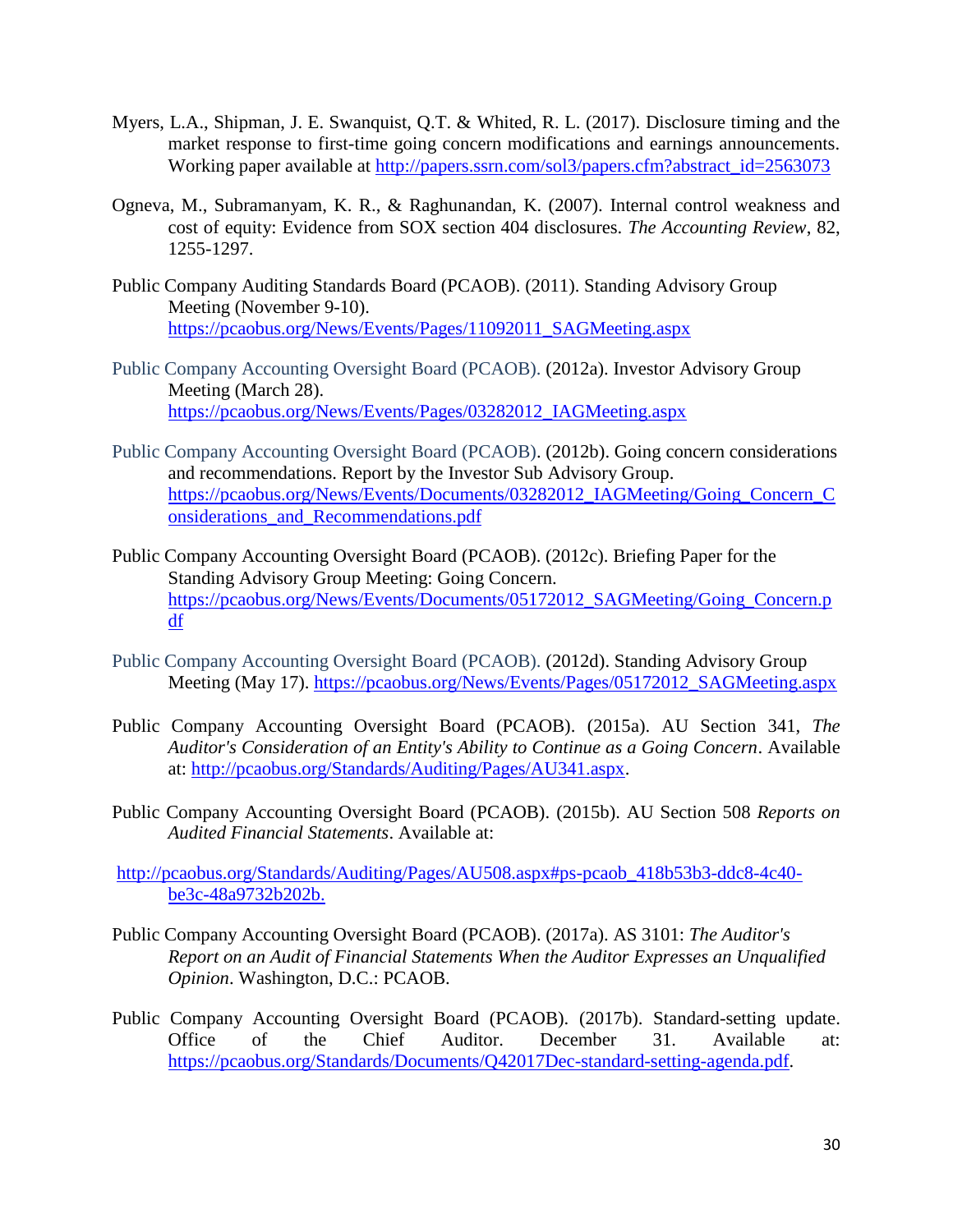Myers, L.A., Shipman, J. E. Swanquist, Q.T. & Whited, R. L. (2017). Disclosure timing and the market response to first-time going concern modifications and earnings announcements. Working paper available at http://papers.ssrn.com/sol3/papers.cfm?abstract_id=2563073

Ogneva, M., Subramanyam, K. R., & Raghunandan, K. (2007). Internal control weakness and cost of equity: Evidence from SOX section 404 disclosures. *The Accounting Review*, 82, 1255-1297.

Public Company Auditing Standards Board (PCAOB). (2011). Standing Advisory Group Meeting (November 9-10). https://pcaobus.org/News/Events/Pages/11092011_SAGMeeting.aspx

Public Company Accounting Oversight Board (PCAOB). (2012a). Investor Advisory Group Meeting (March 28). https://pcaobus.org/News/Events/Pages/03282012_IAGMeeting.aspx

Public Company Accounting Oversight Board (PCAOB). (2012b). Going concern considerations and recommendations. Report by the Investor Sub Advisory Group. https://pcaobus.org/News/Events/Documents/03282012_IAGMeeting/Going_Concern_Considerations_and_Recommendations.pdf

Public Company Accounting Oversight Board (PCAOB). (2012c). Briefing Paper for the Standing Advisory Group Meeting: Going Concern. https://pcaobus.org/News/Events/Documents/05172012_SAGMeeting/Going_Concern.pdf

Public Company Accounting Oversight Board (PCAOB). (2012d). Standing Advisory Group Meeting (May 17). https://pcaobus.org/News/Events/Pages/05172012_SAGMeeting.aspx

Public Company Accounting Oversight Board (PCAOB). (2015a). AU Section 341, *The Auditor's Consideration of an Entity's Ability to Continue as a Going Concern*. Available at: http://pcaobus.org/Standards/Auditing/Pages/AU341.aspx.

Public Company Accounting Oversight Board (PCAOB). (2015b). AU Section 508 *Reports on Audited Financial Statements*. Available at:

http://pcaobus.org/Standards/Auditing/Pages/AU508.aspx#ps-pcaob_418b53b3-ddc8-4c40-be3c-48a9732b202b.

Public Company Accounting Oversight Board (PCAOB). (2017a). AS 3101: *The Auditor's Report on an Audit of Financial Statements When the Auditor Expresses an Unqualified Opinion*. Washington, D.C.: PCAOB.

Public Company Accounting Oversight Board (PCAOB). (2017b). Standard-setting update. Office of the Chief Auditor. December 31. Available at: https://pcaobus.org/Standards/Documents/Q42017Dec-standard-setting-agenda.pdf.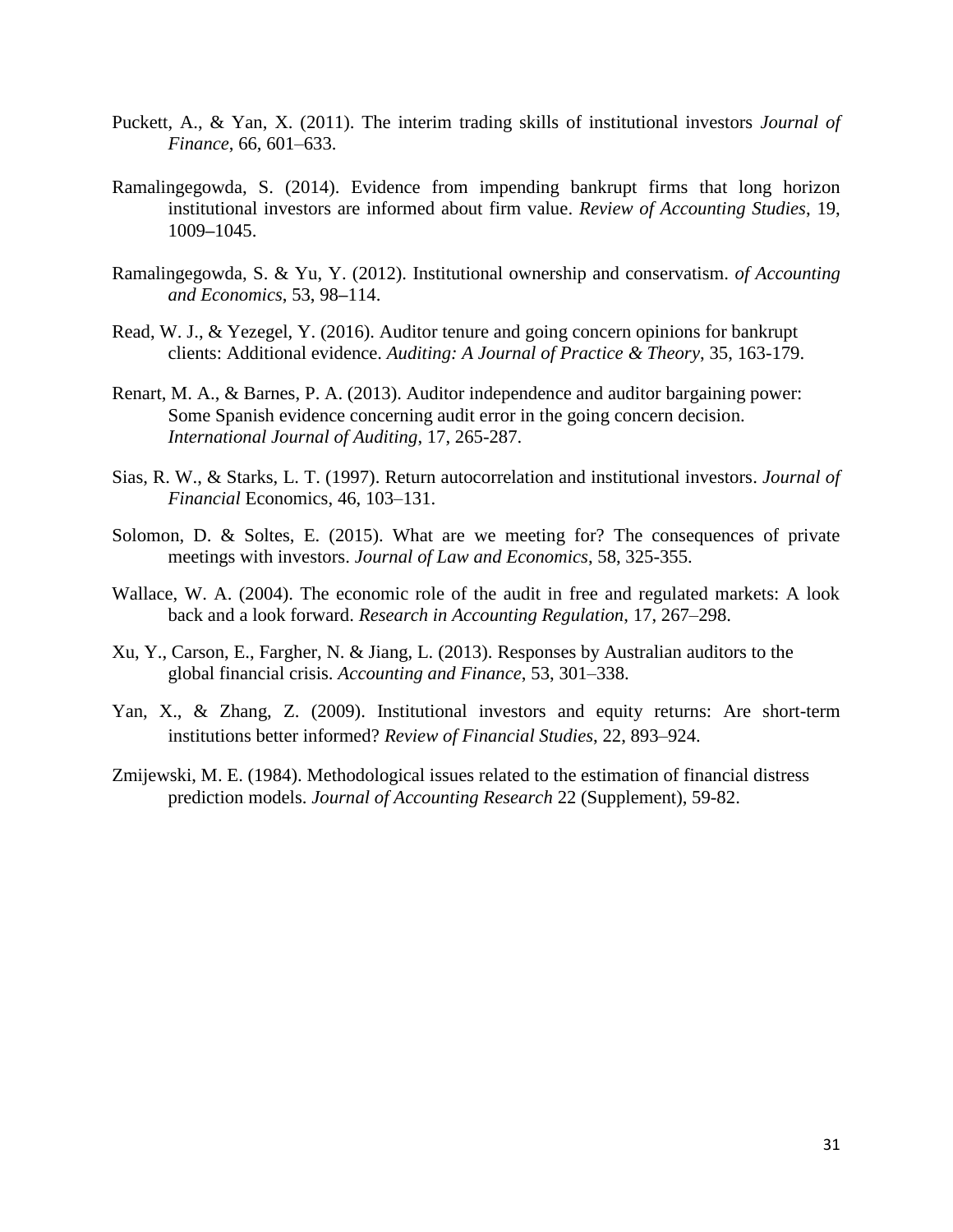Puckett, A., & Yan, X. (2011). The interim trading skills of institutional investors *Journal of Finance*, 66, 601–633.

Ramalingegowda, S. (2014). Evidence from impending bankrupt firms that long horizon institutional investors are informed about firm value. *Review of Accounting Studies*, 19, 1009–1045.

Ramalingegowda, S. & Yu, Y. (2012). Institutional ownership and conservatism. *of Accounting and Economics*, 53, 98–114.

Read, W. J., & Yezegel, Y. (2016). Auditor tenure and going concern opinions for bankrupt clients: Additional evidence. *Auditing: A Journal of Practice & Theory*, 35, 163-179.

Renart, M. A., & Barnes, P. A. (2013). Auditor independence and auditor bargaining power: Some Spanish evidence concerning audit error in the going concern decision. *International Journal of Auditing*, 17, 265-287.

Sias, R. W., & Starks, L. T. (1997). Return autocorrelation and institutional investors. *Journal of Financial* Economics, 46, 103–131.

Solomon, D. & Soltes, E. (2015). What are we meeting for? The consequences of private meetings with investors. *Journal of Law and Economics*, 58, 325-355.

Wallace, W. A. (2004). The economic role of the audit in free and regulated markets: A look back and a look forward. *Research in Accounting Regulation*, 17, 267–298.

Xu, Y., Carson, E., Fargher, N. & Jiang, L. (2013). Responses by Australian auditors to the global financial crisis. *Accounting and Finance*, 53, 301–338.

Yan, X., & Zhang, Z. (2009). Institutional investors and equity returns: Are short-term institutions better informed? *Review of Financial Studies*, 22, 893–924.

Zmijewski, M. E. (1984). Methodological issues related to the estimation of financial distress prediction models. *Journal of Accounting Research* 22 (Supplement), 59-82.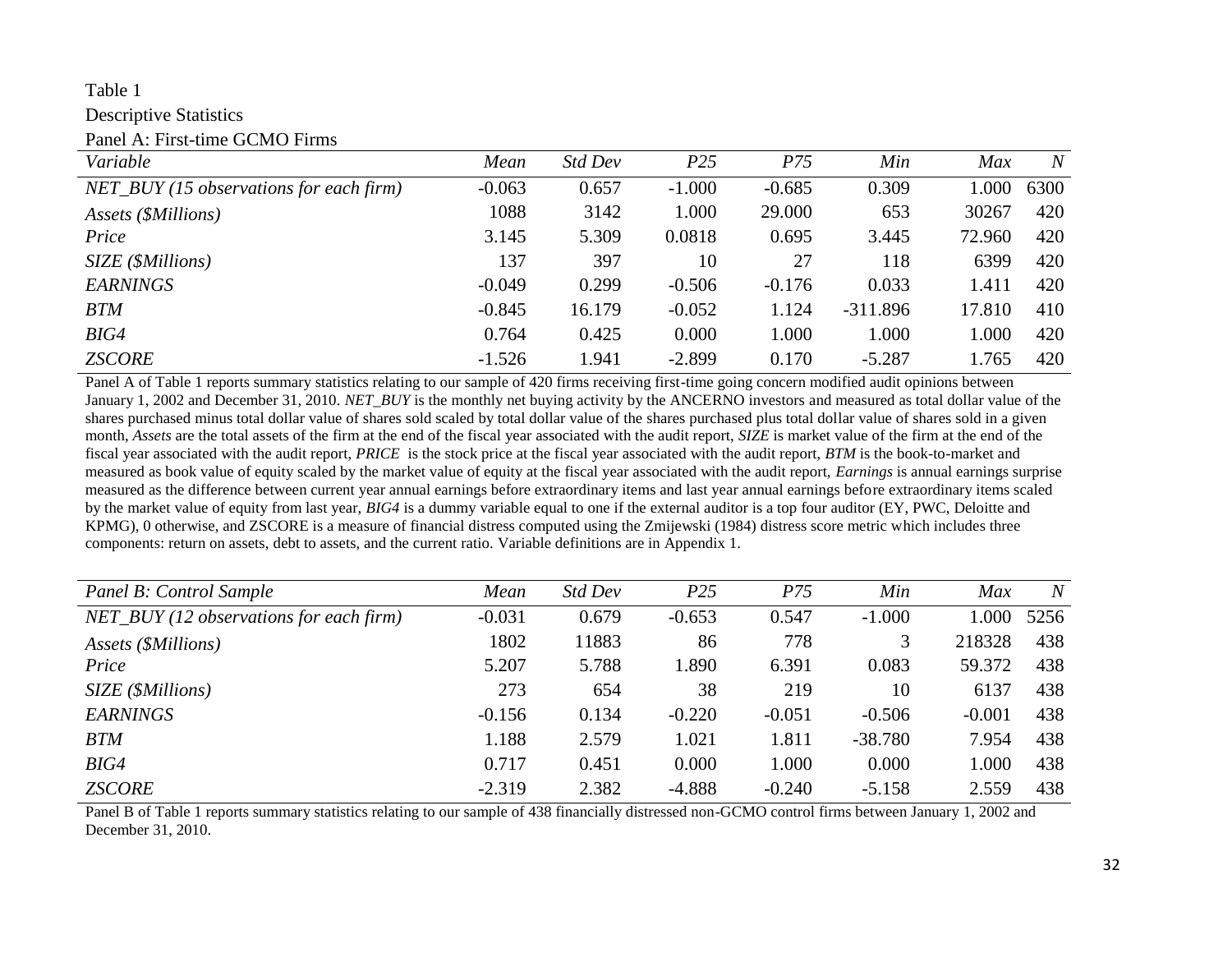Table 1

Descriptive Statistics

Panel A: First-time GCMO Firms

| *Variable* | *Mean* | *Std Dev* | *P25* | *P75* | *Min* | *Max* | *N* |
|---|---|---|---|---|---|---|---|
| *NET_BUY (15 observations for each firm)* | -0.063 | 0.657 | -1.000 | -0.685 | 0.309 | 1.000 | 6300 |
| *Assets ($Millions)* | 1088 | 3142 | 1.000 | 29.000 | 653 | 30267 | 420 |
| *Price* | 3.145 | 5.309 | 0.0818 | 0.695 | 3.445 | 72.960 | 420 |
| *SIZE ($Millions)* | 137 | 397 | 10 | 27 | 118 | 6399 | 420 |
| *EARNINGS* | -0.049 | 0.299 | -0.506 | -0.176 | 0.033 | 1.411 | 420 |
| *BTM* | -0.845 | 16.179 | -0.052 | 1.124 | -311.896 | 17.810 | 410 |
| *BIG4* | 0.764 | 0.425 | 0.000 | 1.000 | 1.000 | 1.000 | 420 |
| *ZSCORE* | -1.526 | 1.941 | -2.899 | 0.170 | -5.287 | 1.765 | 420 |

Panel A of Table 1 reports summary statistics relating to our sample of 420 firms receiving first-time going concern modified audit opinions between January 1, 2002 and December 31, 2010. *NET_BUY* is the monthly net buying activity by the ANCERNO investors and measured as total dollar value of the shares purchased minus total dollar value of shares sold scaled by total dollar value of the shares purchased plus total dollar value of shares sold in a given month, *Assets* are the total assets of the firm at the end of the fiscal year associated with the audit report, *SIZE* is market value of the firm at the end of the fiscal year associated with the audit report, *PRICE* is the stock price at the fiscal year associated with the audit report, *BTM* is the book-to-market and measured as book value of equity scaled by the market value of equity at the fiscal year associated with the audit report, *Earnings* is annual earnings surprise measured as the difference between current year annual earnings before extraordinary items and last year annual earnings before extraordinary items scaled by the market value of equity from last year, *BIG4* is a dummy variable equal to one if the external auditor is a top four auditor (EY, PWC, Deloitte and KPMG), 0 otherwise, and ZSCORE is a measure of financial distress computed using the Zmijewski (1984) distress score metric which includes three components: return on assets, debt to assets, and the current ratio. Variable definitions are in Appendix 1.

| *Panel B: Control Sample* | *Mean* | *Std Dev* | *P25* | *P75* | *Min* | *Max* | *N* |
|---|---|---|---|---|---|---|---|
| *NET_BUY (12 observations for each firm)* | -0.031 | 0.679 | -0.653 | 0.547 | -1.000 | 1.000 | 5256 |
| *Assets ($Millions)* | 1802 | 11883 | 86 | 778 | 3 | 218328 | 438 |
| *Price* | 5.207 | 5.788 | 1.890 | 6.391 | 0.083 | 59.372 | 438 |
| *SIZE ($Millions)* | 273 | 654 | 38 | 219 | 10 | 6137 | 438 |
| *EARNINGS* | -0.156 | 0.134 | -0.220 | -0.051 | -0.506 | -0.001 | 438 |
| *BTM* | 1.188 | 2.579 | 1.021 | 1.811 | -38.780 | 7.954 | 438 |
| *BIG4* | 0.717 | 0.451 | 0.000 | 1.000 | 0.000 | 1.000 | 438 |
| *ZSCORE* | -2.319 | 2.382 | -4.888 | -0.240 | -5.158 | 2.559 | 438 |

Panel B of Table 1 reports summary statistics relating to our sample of 438 financially distressed non-GCMO control firms between January 1, 2002 and December 31, 2010.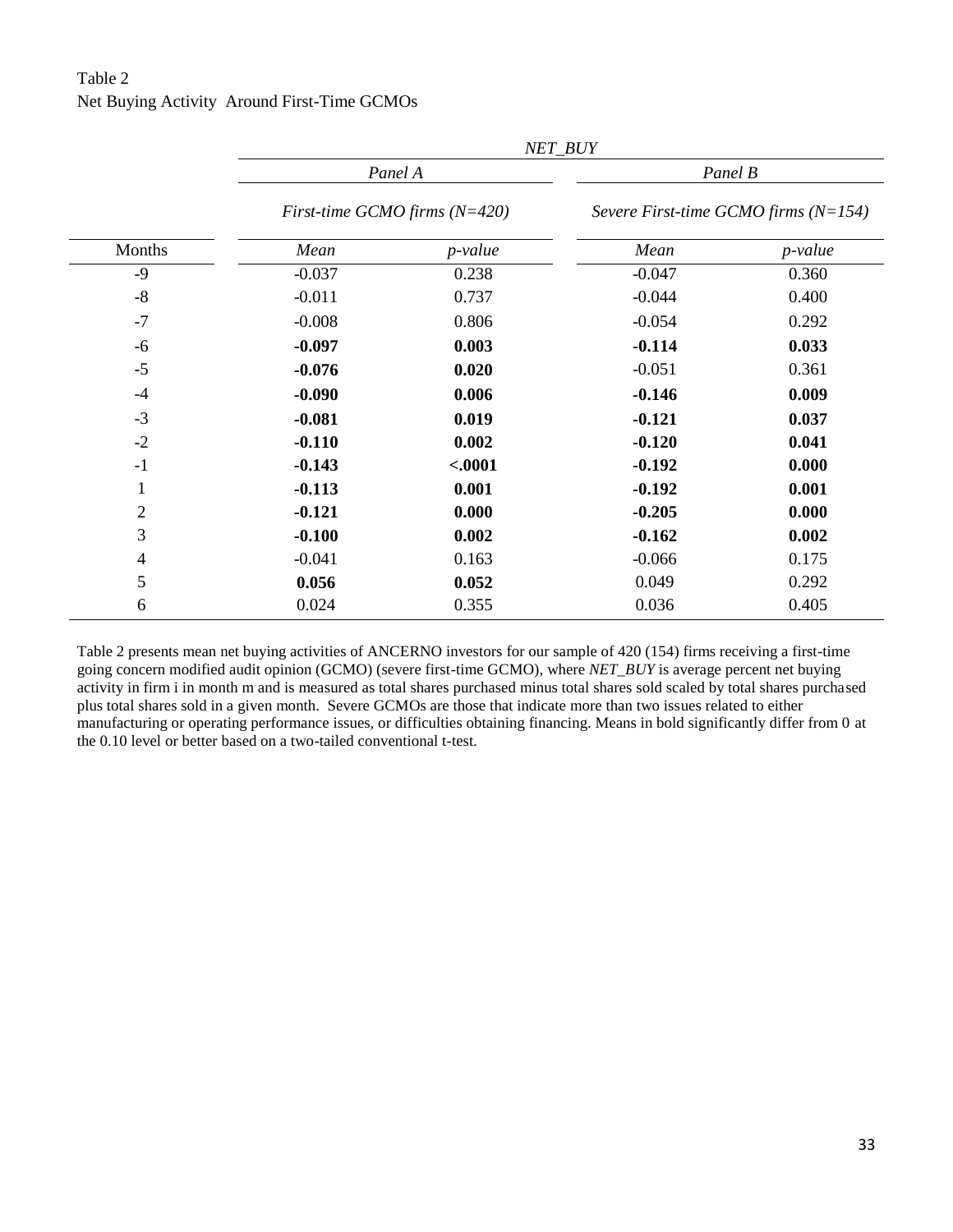Table 2
Net Buying Activity Around First-Time GCMOs

| | *NET_BUY* | | | |
|---|---|---|---|---|
| | *Panel A* | | *Panel B* | |
| | *First-time GCMO firms (N=420)* | | *Severe First-time GCMO firms (N=154)* | |
| Months | *Mean* | *p-value* | *Mean* | *p-value* |
| -9 | -0.037 | 0.238 | -0.047 | 0.360 |
| -8 | -0.011 | 0.737 | -0.044 | 0.400 |
| -7 | -0.008 | 0.806 | -0.054 | 0.292 |
| -6 | **-0.097** | **0.003** | **-0.114** | **0.033** |
| -5 | **-0.076** | **0.020** | -0.051 | 0.361 |
| -4 | **-0.090** | **0.006** | **-0.146** | **0.009** |
| -3 | **-0.081** | **0.019** | **-0.121** | **0.037** |
| -2 | **-0.110** | **0.002** | **-0.120** | **0.041** |
| -1 | **-0.143** | **<.0001** | **-0.192** | **0.000** |
| 1 | **-0.113** | **0.001** | **-0.192** | **0.001** |
| 2 | **-0.121** | **0.000** | **-0.205** | **0.000** |
| 3 | **-0.100** | **0.002** | **-0.162** | **0.002** |
| 4 | -0.041 | 0.163 | -0.066 | 0.175 |
| 5 | **0.056** | **0.052** | 0.049 | 0.292 |
| 6 | 0.024 | 0.355 | 0.036 | 0.405 |

Table 2 presents mean net buying activities of ANCERNO investors for our sample of 420 (154) firms receiving a first-time going concern modified audit opinion (GCMO) (severe first-time GCMO), where *NET_BUY* is average percent net buying activity in firm i in month m and is measured as total shares purchased minus total shares sold scaled by total shares purchased plus total shares sold in a given month. Severe GCMOs are those that indicate more than two issues related to either manufacturing or operating performance issues, or difficulties obtaining financing. Means in bold significantly differ from 0 at the 0.10 level or better based on a two-tailed conventional t-test.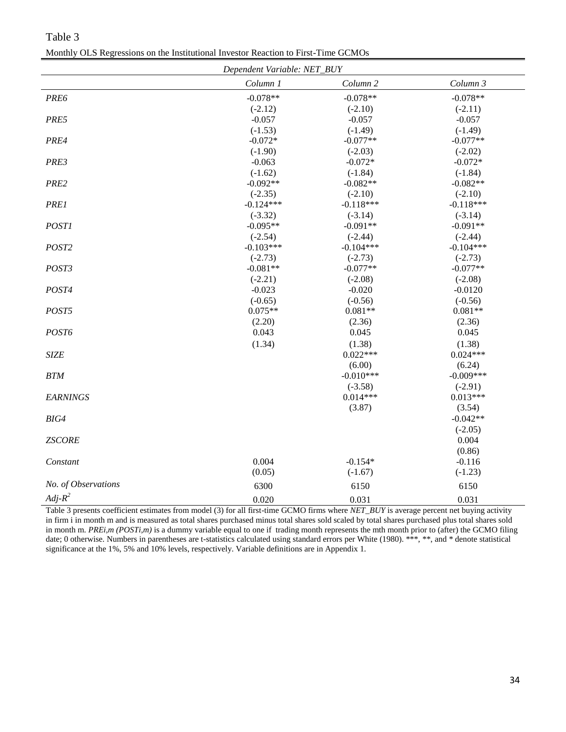Table 3

Monthly OLS Regressions on the Institutional Investor Reaction to First-Time GCMOs

| *Dependent Variable: NET_BUY* | | | |
|---|---|---|---|
| | *Column 1* | *Column 2* | *Column 3* |
| *PRE6* | -0.078** | -0.078** | -0.078** |
| | (-2.12) | (-2.10) | (-2.11) |
| *PRE5* | -0.057 | -0.057 | -0.057 |
| | (-1.53) | (-1.49) | (-1.49) |
| *PRE4* | -0.072* | -0.077** | -0.077** |
| | (-1.90) | (-2.03) | (-2.02) |
| *PRE3* | -0.063 | -0.072* | -0.072* |
| | (-1.62) | (-1.84) | (-1.84) |
| *PRE2* | -0.092** | -0.082** | -0.082** |
| | (-2.35) | (-2.10) | (-2.10) |
| *PRE1* | -0.124*** | -0.118*** | -0.118*** |
| | (-3.32) | (-3.14) | (-3.14) |
| *POST1* | -0.095** | -0.091** | -0.091** |
| | (-2.54) | (-2.44) | (-2.44) |
| *POST2* | -0.103*** | -0.104*** | -0.104*** |
| | (-2.73) | (-2.73) | (-2.73) |
| *POST3* | -0.081** | -0.077** | -0.077** |
| | (-2.21) | (-2.08) | (-2.08) |
| *POST4* | -0.023 | -0.020 | -0.0120 |
| | (-0.65) | (-0.56) | (-0.56) |
| *POST5* | 0.075** | 0.081** | 0.081** |
| | (2.20) | (2.36) | (2.36) |
| *POST6* | 0.043 | 0.045 | 0.045 |
| | (1.34) | (1.38) | (1.38) |
| *SIZE* | | 0.022*** | 0.024*** |
| | | (6.00) | (6.24) |
| *BTM* | | -0.010*** | -0.009*** |
| | | (-3.58) | (-2.91) |
| *EARNINGS* | | 0.014*** | 0.013*** |
| | | (3.87) | (3.54) |
| *BIG4* | | | -0.042** |
| | | | (-2.05) |
| *ZSCORE* | | | 0.004 |
| | | | (0.86) |
| *Constant* | 0.004 | -0.154* | -0.116 |
| | (0.05) | (-1.67) | (-1.23) |
| *No. of Observations* | 6300 | 6150 | 6150 |
| *Adj-$R^2$* | 0.020 | 0.031 | 0.031 |

Table 3 presents coefficient estimates from model (3) for all first-time GCMO firms where *NET_BUY* is average percent net buying activity in firm i in month m and is measured as total shares purchased minus total shares sold scaled by total shares purchased plus total shares sold in month m. *PREi,m (POSTi,m)* is a dummy variable equal to one if trading month represents the mth month prior to (after) the GCMO filing date; 0 otherwise. Numbers in parentheses are t-statistics calculated using standard errors per White (1980). ***, **, and * denote statistical significance at the 1%, 5% and 10% levels, respectively. Variable definitions are in Appendix 1.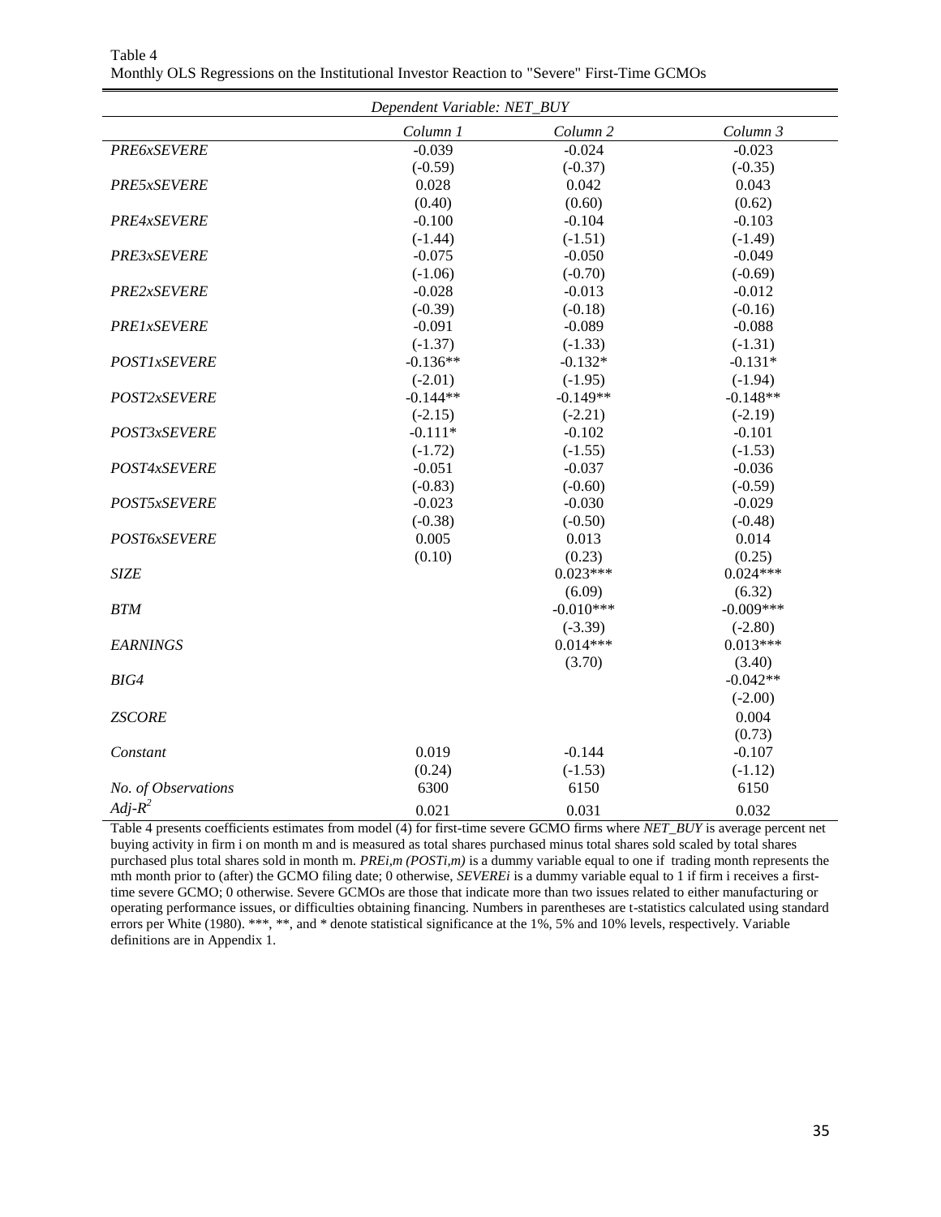Table 4
Monthly OLS Regressions on the Institutional Investor Reaction to "Severe" First-Time GCMOs

| *Dependent Variable: NET_BUY* | | | |
|---|---|---|---|
| | *Column 1* | *Column 2* | *Column 3* |
| *PRE6xSEVERE* | -0.039 | -0.024 | -0.023 |
| | (-0.59) | (-0.37) | (-0.35) |
| *PRE5xSEVERE* | 0.028 | 0.042 | 0.043 |
| | (0.40) | (0.60) | (0.62) |
| *PRE4xSEVERE* | -0.100 | -0.104 | -0.103 |
| | (-1.44) | (-1.51) | (-1.49) |
| *PRE3xSEVERE* | -0.075 | -0.050 | -0.049 |
| | (-1.06) | (-0.70) | (-0.69) |
| *PRE2xSEVERE* | -0.028 | -0.013 | -0.012 |
| | (-0.39) | (-0.18) | (-0.16) |
| *PRE1xSEVERE* | -0.091 | -0.089 | -0.088 |
| | (-1.37) | (-1.33) | (-1.31) |
| *POST1xSEVERE* | -0.136** | -0.132* | -0.131* |
| | (-2.01) | (-1.95) | (-1.94) |
| *POST2xSEVERE* | -0.144** | -0.149** | -0.148** |
| | (-2.15) | (-2.21) | (-2.19) |
| *POST3xSEVERE* | -0.111* | -0.102 | -0.101 |
| | (-1.72) | (-1.55) | (-1.53) |
| *POST4xSEVERE* | -0.051 | -0.037 | -0.036 |
| | (-0.83) | (-0.60) | (-0.59) |
| *POST5xSEVERE* | -0.023 | -0.030 | -0.029 |
| | (-0.38) | (-0.50) | (-0.48) |
| *POST6xSEVERE* | 0.005 | 0.013 | 0.014 |
| | (0.10) | (0.23) | (0.25) |
| *SIZE* | | 0.023*** | 0.024*** |
| | | (6.09) | (6.32) |
| *BTM* | | -0.010*** | -0.009*** |
| | | (-3.39) | (-2.80) |
| *EARNINGS* | | 0.014*** | 0.013*** |
| | | (3.70) | (3.40) |
| *BIG4* | | | -0.042** |
| | | | (-2.00) |
| *ZSCORE* | | | 0.004 |
| | | | (0.73) |
| *Constant* | 0.019 | -0.144 | -0.107 |
| | (0.24) | (-1.53) | (-1.12) |
| *No. of Observations* | 6300 | 6150 | 6150 |
| *Adj-$R^2$* | 0.021 | 0.031 | 0.032 |

Table 4 presents coefficients estimates from model (4) for first-time severe GCMO firms where *NET_BUY* is average percent net buying activity in firm i on month m and is measured as total shares purchased minus total shares sold scaled by total shares purchased plus total shares sold in month m. *PREi,m (POSTi,m)* is a dummy variable equal to one if trading month represents the mth month prior to (after) the GCMO filing date; 0 otherwise, *SEVEREi* is a dummy variable equal to 1 if firm i receives a first-time severe GCMO; 0 otherwise. Severe GCMOs are those that indicate more than two issues related to either manufacturing or operating performance issues, or difficulties obtaining financing. Numbers in parentheses are t-statistics calculated using standard errors per White (1980). ***, **, and * denote statistical significance at the 1%, 5% and 10% levels, respectively. Variable definitions are in Appendix 1.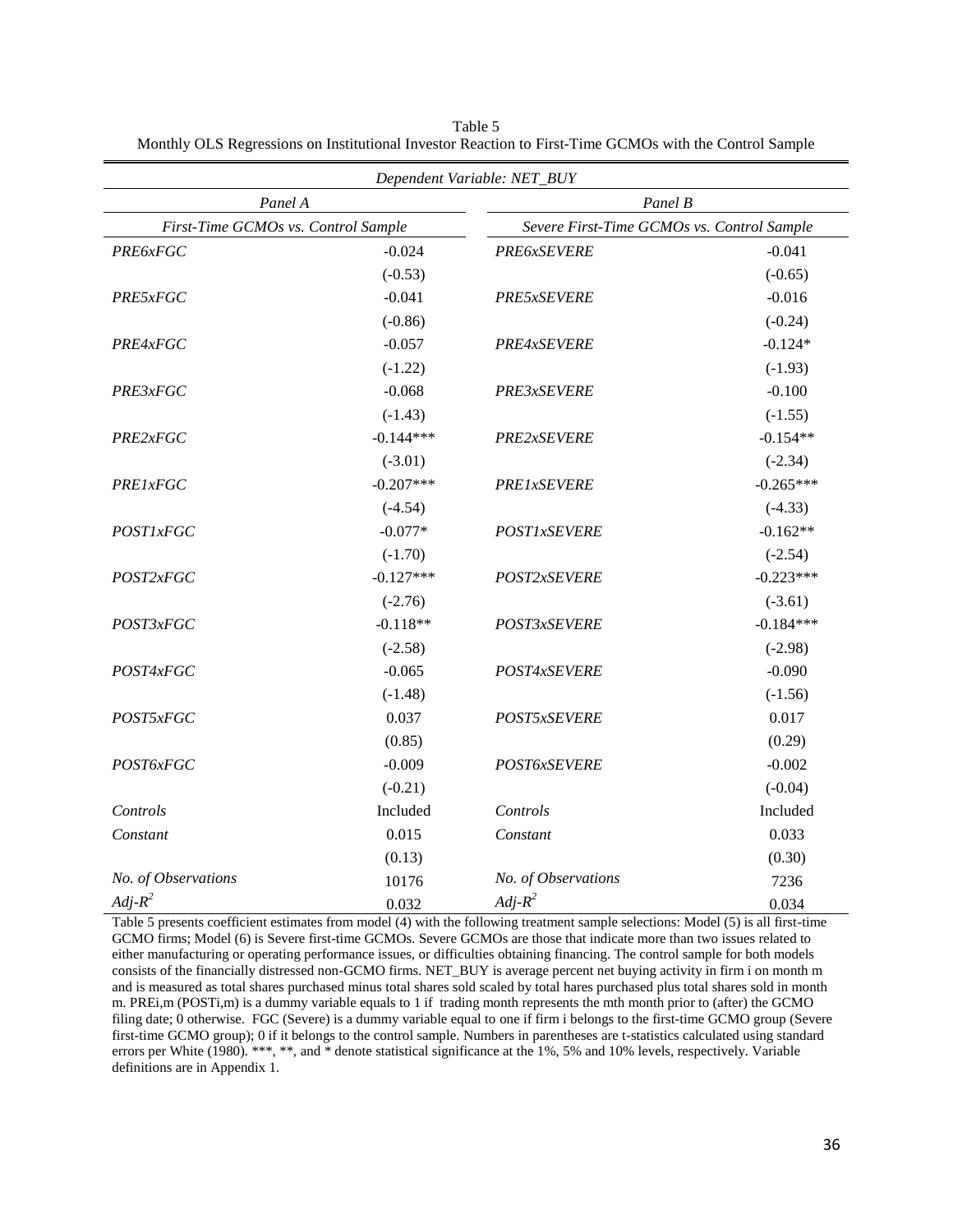Table 5
Monthly OLS Regressions on Institutional Investor Reaction to First-Time GCMOs with the Control Sample

| *Dependent Variable: NET_BUY* | | | |
|---|---|---|---|
| *Panel A* | | *Panel B* | |
| *First-Time GCMOs vs. Control Sample* | | *Severe First-Time GCMOs vs. Control Sample* | |
| *PRE6xFGC* | -0.024 | *PRE6xSEVERE* | -0.041 |
| | (-0.53) | | (-0.65) |
| *PRE5xFGC* | -0.041 | *PRE5xSEVERE* | -0.016 |
| | (-0.86) | | (-0.24) |
| *PRE4xFGC* | -0.057 | *PRE4xSEVERE* | -0.124* |
| | (-1.22) | | (-1.93) |
| *PRE3xFGC* | -0.068 | *PRE3xSEVERE* | -0.100 |
| | (-1.43) | | (-1.55) |
| *PRE2xFGC* | -0.144*** | *PRE2xSEVERE* | -0.154** |
| | (-3.01) | | (-2.34) |
| *PRE1xFGC* | -0.207*** | *PRE1xSEVERE* | -0.265*** |
| | (-4.54) | | (-4.33) |
| *POST1xFGC* | -0.077* | *POST1xSEVERE* | -0.162** |
| | (-1.70) | | (-2.54) |
| *POST2xFGC* | -0.127*** | *POST2xSEVERE* | -0.223*** |
| | (-2.76) | | (-3.61) |
| *POST3xFGC* | -0.118** | *POST3xSEVERE* | -0.184*** |
| | (-2.58) | | (-2.98) |
| *POST4xFGC* | -0.065 | *POST4xSEVERE* | -0.090 |
| | (-1.48) | | (-1.56) |
| *POST5xFGC* | 0.037 | *POST5xSEVERE* | 0.017 |
| | (0.85) | | (0.29) |
| *POST6xFGC* | -0.009 | *POST6xSEVERE* | -0.002 |
| | (-0.21) | | (-0.04) |
| *Controls* | Included | *Controls* | Included |
| *Constant* | 0.015 | *Constant* | 0.033 |
| | (0.13) | | (0.30) |
| *No. of Observations* | 10176 | *No. of Observations* | 7236 |
| *Adj-$R^2$* | 0.032 | *Adj-$R^2$* | 0.034 |

Table 5 presents coefficient estimates from model (4) with the following treatment sample selections: Model (5) is all first-time GCMO firms; Model (6) is Severe first-time GCMOs. Severe GCMOs are those that indicate more than two issues related to either manufacturing or operating performance issues, or difficulties obtaining financing. The control sample for both models consists of the financially distressed non-GCMO firms. NET_BUY is average percent net buying activity in firm i on month m and is measured as total shares purchased minus total shares sold scaled by total hares purchased plus total shares sold in month m. PREi,m (POSTi,m) is a dummy variable equals to 1 if trading month represents the mth month prior to (after) the GCMO filing date; 0 otherwise. FGC (Severe) is a dummy variable equal to one if firm i belongs to the first-time GCMO group (Severe first-time GCMO group); 0 if it belongs to the control sample. Numbers in parentheses are t-statistics calculated using standard errors per White (1980). ***, **, and * denote statistical significance at the 1%, 5% and 10% levels, respectively. Variable definitions are in Appendix 1.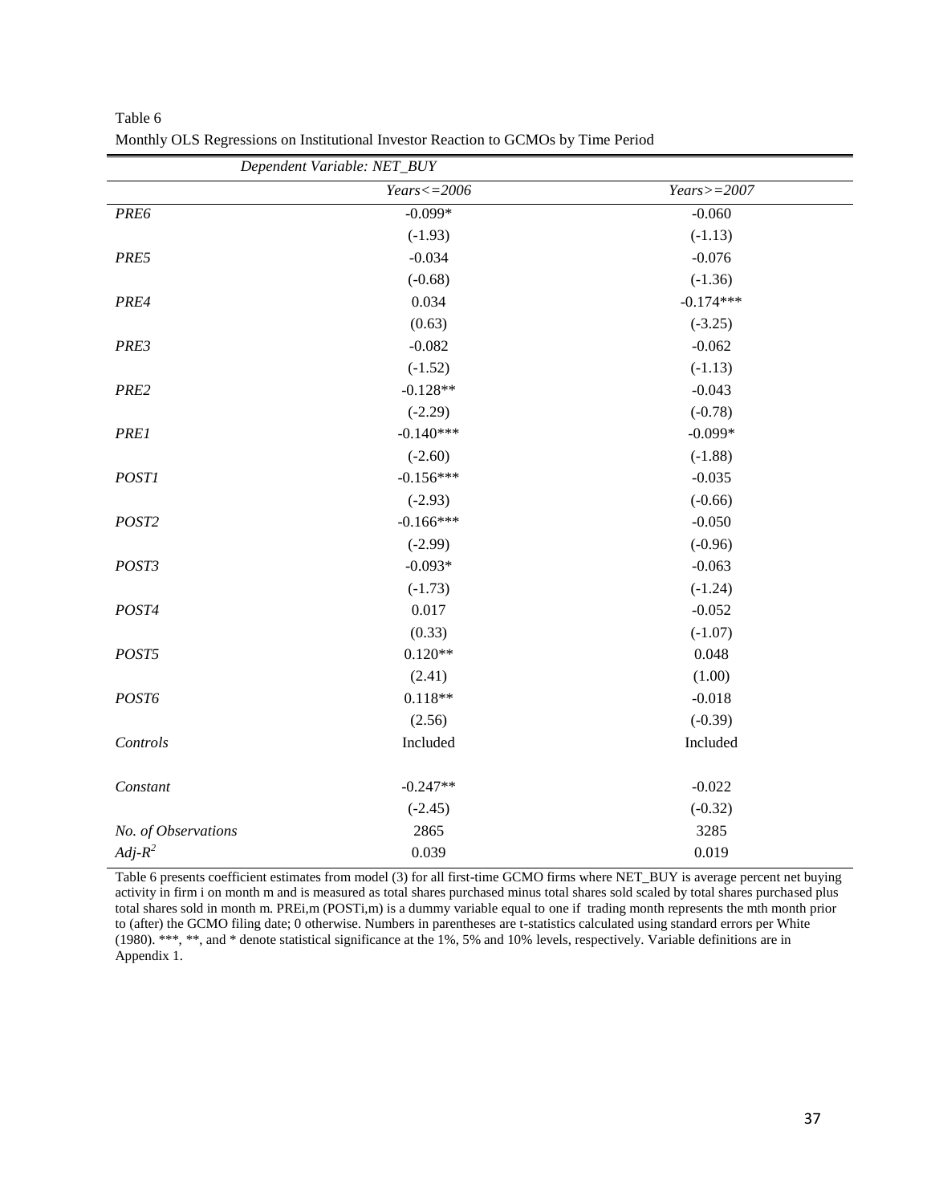Table 6

Monthly OLS Regressions on Institutional Investor Reaction to GCMOs by Time Period

| *Dependent Variable: NET_BUY* | | |
|---|---|---|
| | *Years<=2006* | *Years>=2007* |
| *PRE6* | -0.099* | -0.060 |
| | (-1.93) | (-1.13) |
| *PRE5* | -0.034 | -0.076 |
| | (-0.68) | (-1.36) |
| *PRE4* | 0.034 | -0.174*** |
| | (0.63) | (-3.25) |
| *PRE3* | -0.082 | -0.062 |
| | (-1.52) | (-1.13) |
| *PRE2* | -0.128** | -0.043 |
| | (-2.29) | (-0.78) |
| *PRE1* | -0.140*** | -0.099* |
| | (-2.60) | (-1.88) |
| *POST1* | -0.156*** | -0.035 |
| | (-2.93) | (-0.66) |
| *POST2* | -0.166*** | -0.050 |
| | (-2.99) | (-0.96) |
| *POST3* | -0.093* | -0.063 |
| | (-1.73) | (-1.24) |
| *POST4* | 0.017 | -0.052 |
| | (0.33) | (-1.07) |
| *POST5* | 0.120** | 0.048 |
| | (2.41) | (1.00) |
| *POST6* | 0.118** | -0.018 |
| | (2.56) | (-0.39) |
| *Controls* | Included | Included |
| *Constant* | -0.247** | -0.022 |
| | (-2.45) | (-0.32) |
| *No. of Observations* | 2865 | 3285 |
| *Adj-$R^2$* | 0.039 | 0.019 |

Table 6 presents coefficient estimates from model (3) for all first-time GCMO firms where NET_BUY is average percent net buying activity in firm i on month m and is measured as total shares purchased minus total shares sold scaled by total shares purchased plus total shares sold in month m. $PRE_{i,m}$ ($POST_{i,m}$) is a dummy variable equal to one if trading month represents the mth month prior to (after) the GCMO filing date; 0 otherwise. Numbers in parentheses are t-statistics calculated using standard errors per White (1980). ***, **, and * denote statistical significance at the 1%, 5% and 10% levels, respectively. Variable definitions are in Appendix 1.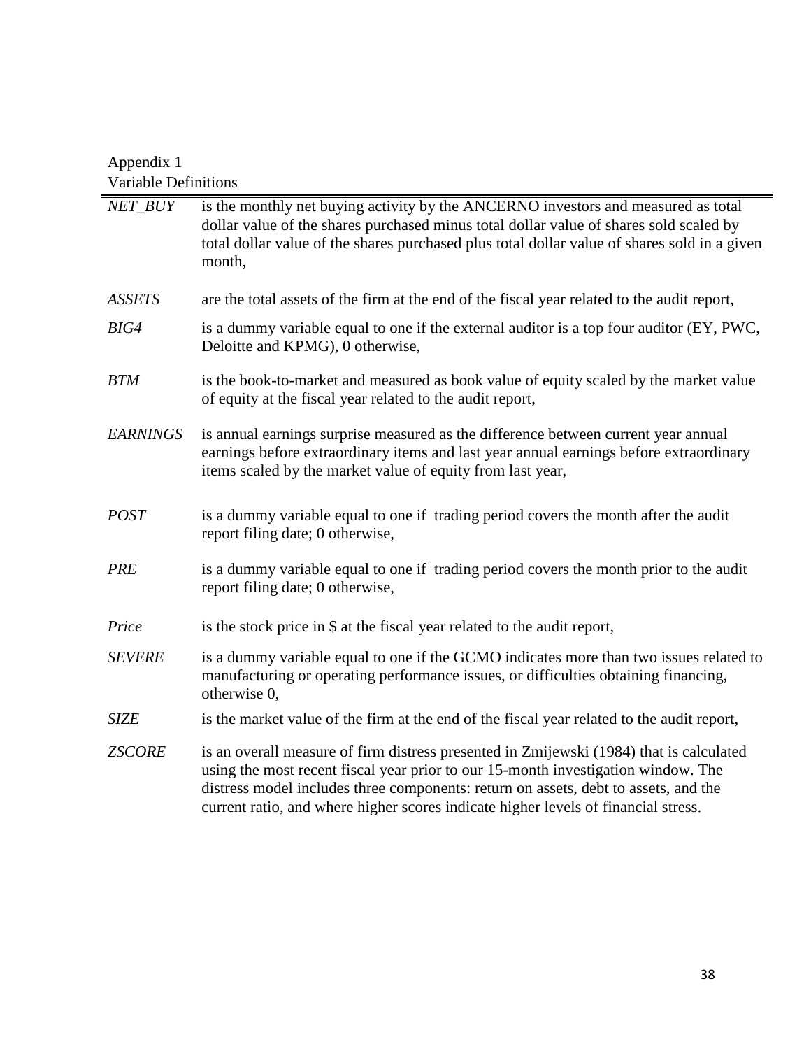Appendix 1
Variable Definitions

| | |
|---|---|
| *NET_BUY* | is the monthly net buying activity by the ANCERNO investors and measured as total dollar value of the shares purchased minus total dollar value of shares sold scaled by total dollar value of the shares purchased plus total dollar value of shares sold in a given month, |
| *ASSETS* | are the total assets of the firm at the end of the fiscal year related to the audit report, |
| *BIG4* | is a dummy variable equal to one if the external auditor is a top four auditor (EY, PWC, Deloitte and KPMG), 0 otherwise, |
| *BTM* | is the book-to-market and measured as book value of equity scaled by the market value of equity at the fiscal year related to the audit report, |
| *EARNINGS* | is annual earnings surprise measured as the difference between current year annual earnings before extraordinary items and last year annual earnings before extraordinary items scaled by the market value of equity from last year, |
| *POST* | is a dummy variable equal to one if trading period covers the month after the audit report filing date; 0 otherwise, |
| *PRE* | is a dummy variable equal to one if trading period covers the month prior to the audit report filing date; 0 otherwise, |
| *Price* | is the stock price in $ at the fiscal year related to the audit report, |
| *SEVERE* | is a dummy variable equal to one if the GCMO indicates more than two issues related to manufacturing or operating performance issues, or difficulties obtaining financing, otherwise 0, |
| *SIZE* | is the market value of the firm at the end of the fiscal year related to the audit report, |
| *ZSCORE* | is an overall measure of firm distress presented in Zmijewski (1984) that is calculated using the most recent fiscal year prior to our 15-month investigation window. The distress model includes three components: return on assets, debt to assets, and the current ratio, and where higher scores indicate higher levels of financial stress. |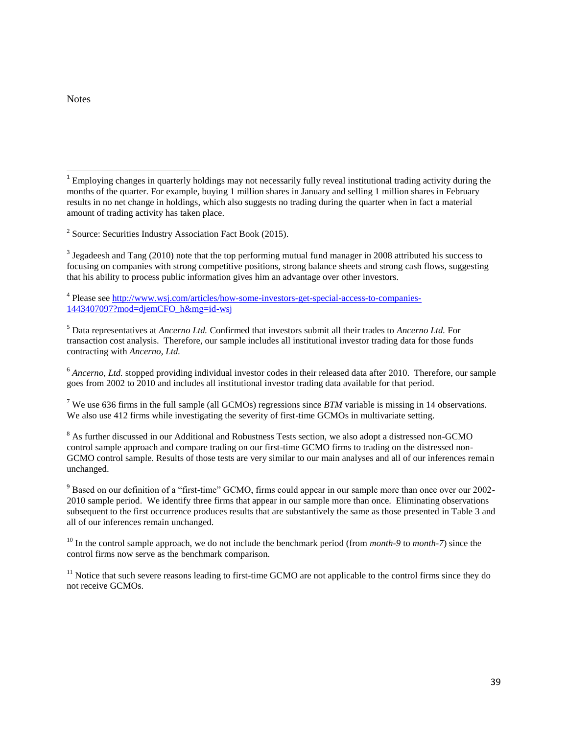Notes

[1] Employing changes in quarterly holdings may not necessarily fully reveal institutional trading activity during the months of the quarter. For example, buying 1 million shares in January and selling 1 million shares in February results in no net change in holdings, which also suggests no trading during the quarter when in fact a material amount of trading activity has taken place.

[2] Source: Securities Industry Association Fact Book (2015).

[3] Jegadeesh and Tang (2010) note that the top performing mutual fund manager in 2008 attributed his success to focusing on companies with strong competitive positions, strong balance sheets and strong cash flows, suggesting that his ability to process public information gives him an advantage over other investors.

[4] Please see [http://www.wsj.com/articles/how-some-investors-get-special-access-to-companies-1443407097?mod=djemCFO_h&mg=id-wsj](http://www.wsj.com/articles/how-some-investors-get-special-access-to-companies-1443407097?mod=djemCFO_h&mg=id-wsj)

[5] Data representatives at *Ancerno Ltd.* Confirmed that investors submit all their trades to *Ancerno Ltd.* For transaction cost analysis. Therefore, our sample includes all institutional investor trading data for those funds contracting with *Ancerno, Ltd.*

[6] *Ancerno, Ltd.* stopped providing individual investor codes in their released data after 2010. Therefore, our sample goes from 2002 to 2010 and includes all institutional investor trading data available for that period.

[7] We use 636 firms in the full sample (all GCMOs) regressions since *BTM* variable is missing in 14 observations. We also use 412 firms while investigating the severity of first-time GCMOs in multivariate setting.

[8] As further discussed in our Additional and Robustness Tests section, we also adopt a distressed non-GCMO control sample approach and compare trading on our first-time GCMO firms to trading on the distressed non-GCMO control sample. Results of those tests are very similar to our main analyses and all of our inferences remain unchanged.

[9] Based on our definition of a "first-time" GCMO, firms could appear in our sample more than once over our 2002-2010 sample period. We identify three firms that appear in our sample more than once. Eliminating observations subsequent to the first occurrence produces results that are substantively the same as those presented in Table 3 and all of our inferences remain unchanged.

[10] In the control sample approach, we do not include the benchmark period (from *month-9* to *month-7*) since the control firms now serve as the benchmark comparison.

[11] Notice that such severe reasons leading to first-time GCMO are not applicable to the control firms since they do not receive GCMOs.